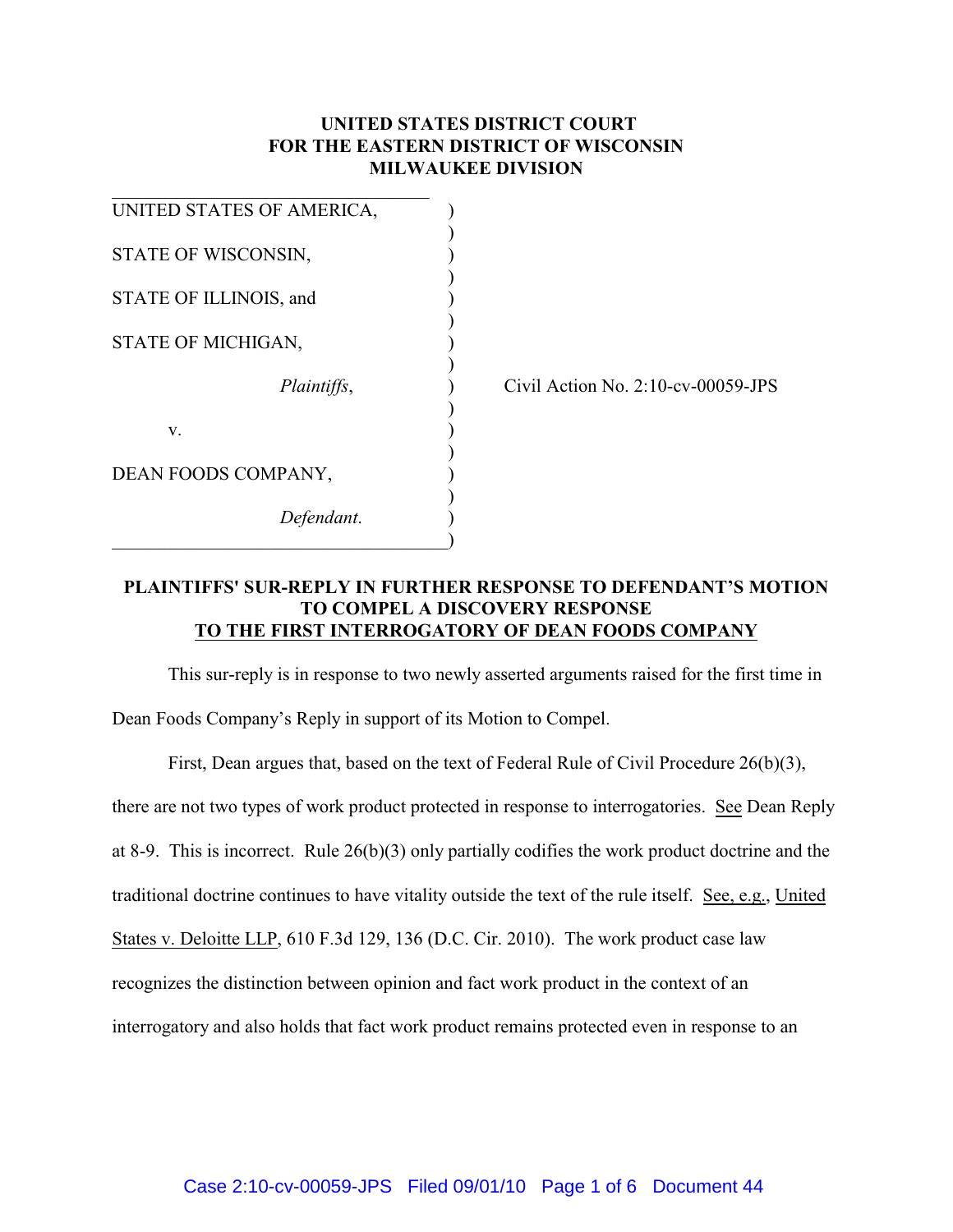**UNITED STATES DISTRICT COURT**
**FOR THE EASTERN DISTRICT OF WISCONSIN**
**MILWAUKEE DIVISION**

| | | |
|---|---|---|
| UNITED STATES OF AMERICA, | ) | |
| STATE OF WISCONSIN, | ) | |
| STATE OF ILLINOIS, and | ) | |
| STATE OF MICHIGAN, | ) | |
| *Plaintiffs*, | ) | Civil Action No. 2:10-cv-00059-JPS |
| v. | ) | |
| DEAN FOODS COMPANY, | ) | |
| *Defendant*. | ) | |

**PLAINTIFFS' SUR-REPLY IN FURTHER RESPONSE TO DEFENDANT'S MOTION TO COMPEL A DISCOVERY RESPONSE TO THE FIRST INTERROGATORY OF DEAN FOODS COMPANY**

This sur-reply is in response to two newly asserted arguments raised for the first time in Dean Foods Company's Reply in support of its Motion to Compel.

First, Dean argues that, based on the text of Federal Rule of Civil Procedure 26(b)(3), there are not two types of work product protected in response to interrogatories. See Dean Reply at 8-9. This is incorrect. Rule 26(b)(3) only partially codifies the work product doctrine and the traditional doctrine continues to have vitality outside the text of the rule itself. See, e.g., United States v. Deloitte LLP, 610 F.3d 129, 136 (D.C. Cir. 2010). The work product case law recognizes the distinction between opinion and fact work product in the context of an interrogatory and also holds that fact work product remains protected even in response to an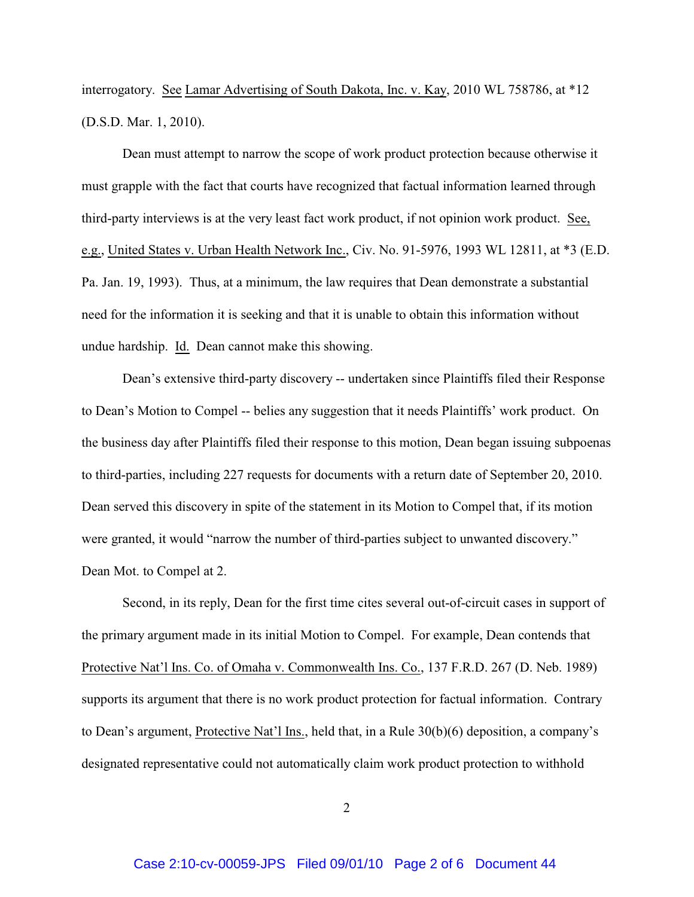interrogatory. See Lamar Advertising of South Dakota, Inc. v. Kay, 2010 WL 758786, at *12 (D.S.D. Mar. 1, 2010).

Dean must attempt to narrow the scope of work product protection because otherwise it must grapple with the fact that courts have recognized that factual information learned through third-party interviews is at the very least fact work product, if not opinion work product. See, e.g., United States v. Urban Health Network Inc., Civ. No. 91-5976, 1993 WL 12811, at *3 (E.D. Pa. Jan. 19, 1993). Thus, at a minimum, the law requires that Dean demonstrate a substantial need for the information it is seeking and that it is unable to obtain this information without undue hardship. Id. Dean cannot make this showing.

Dean's extensive third-party discovery -- undertaken since Plaintiffs filed their Response to Dean's Motion to Compel -- belies any suggestion that it needs Plaintiffs' work product. On the business day after Plaintiffs filed their response to this motion, Dean began issuing subpoenas to third-parties, including 227 requests for documents with a return date of September 20, 2010. Dean served this discovery in spite of the statement in its Motion to Compel that, if its motion were granted, it would "narrow the number of third-parties subject to unwanted discovery." Dean Mot. to Compel at 2.

Second, in its reply, Dean for the first time cites several out-of-circuit cases in support of the primary argument made in its initial Motion to Compel. For example, Dean contends that Protective Nat'l Ins. Co. of Omaha v. Commonwealth Ins. Co., 137 F.R.D. 267 (D. Neb. 1989) supports its argument that there is no work product protection for factual information. Contrary to Dean's argument, Protective Nat'l Ins., held that, in a Rule 30(b)(6) deposition, a company's designated representative could not automatically claim work product protection to withhold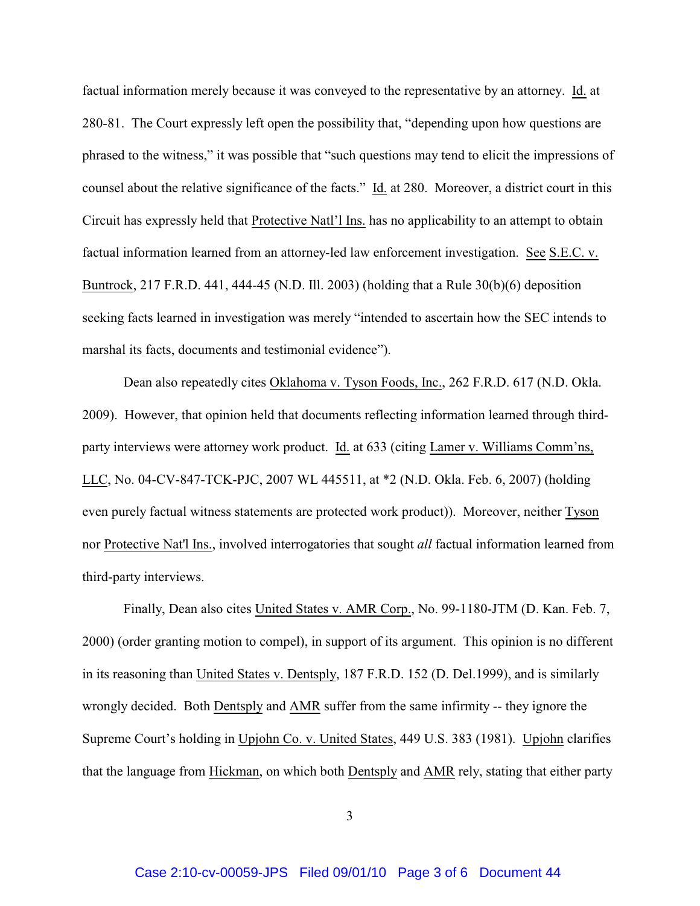factual information merely because it was conveyed to the representative by an attorney. Id. at 280-81. The Court expressly left open the possibility that, "depending upon how questions are phrased to the witness," it was possible that "such questions may tend to elicit the impressions of counsel about the relative significance of the facts." Id. at 280. Moreover, a district court in this Circuit has expressly held that Protective Natl'l Ins. has no applicability to an attempt to obtain factual information learned from an attorney-led law enforcement investigation. See S.E.C. v. Buntrock, 217 F.R.D. 441, 444-45 (N.D. Ill. 2003) (holding that a Rule 30(b)(6) deposition seeking facts learned in investigation was merely "intended to ascertain how the SEC intends to marshal its facts, documents and testimonial evidence").

Dean also repeatedly cites Oklahoma v. Tyson Foods, Inc., 262 F.R.D. 617 (N.D. Okla. 2009). However, that opinion held that documents reflecting information learned through third-party interviews were attorney work product. Id. at 633 (citing Lamer v. Williams Comm'ns, LLC, No. 04-CV-847-TCK-PJC, 2007 WL 445511, at *2 (N.D. Okla. Feb. 6, 2007) (holding even purely factual witness statements are protected work product)). Moreover, neither Tyson nor Protective Nat'l Ins., involved interrogatories that sought *all* factual information learned from third-party interviews.

Finally, Dean also cites United States v. AMR Corp., No. 99-1180-JTM (D. Kan. Feb. 7, 2000) (order granting motion to compel), in support of its argument. This opinion is no different in its reasoning than United States v. Dentsply, 187 F.R.D. 152 (D. Del.1999), and is similarly wrongly decided. Both Dentsply and AMR suffer from the same infirmity -- they ignore the Supreme Court's holding in Upjohn Co. v. United States, 449 U.S. 383 (1981). Upjohn clarifies that the language from Hickman, on which both Dentsply and AMR rely, stating that either party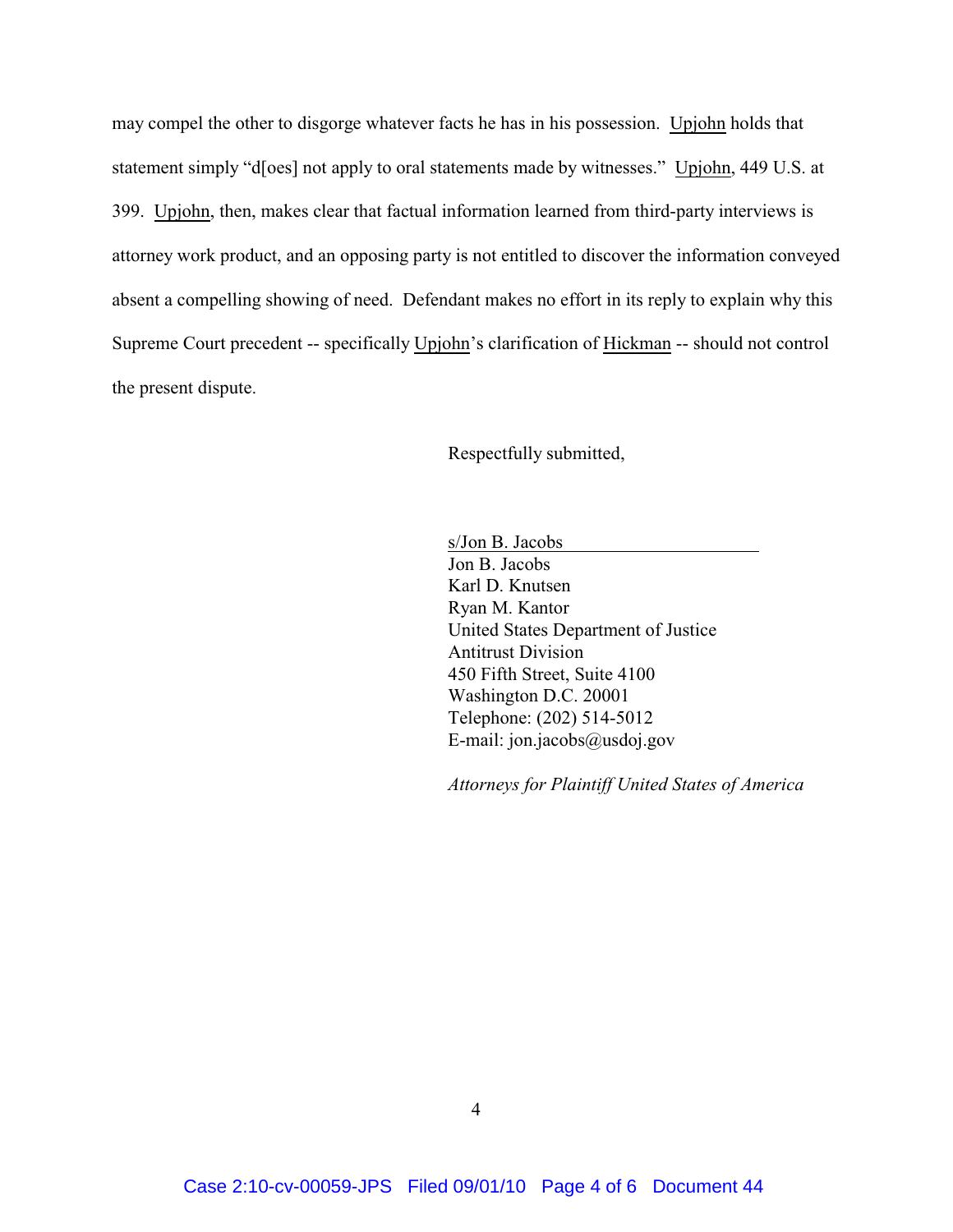may compel the other to disgorge whatever facts he has in his possession. Upjohn holds that statement simply "d[oes] not apply to oral statements made by witnesses." Upjohn, 449 U.S. at 399. Upjohn, then, makes clear that factual information learned from third-party interviews is attorney work product, and an opposing party is not entitled to discover the information conveyed absent a compelling showing of need. Defendant makes no effort in its reply to explain why this Supreme Court precedent -- specifically Upjohn's clarification of Hickman -- should not control the present dispute.

Respectfully submitted,

s/Jon B. Jacobs
Jon B. Jacobs
Karl D. Knutsen
Ryan M. Kantor
United States Department of Justice
Antitrust Division
450 Fifth Street, Suite 4100
Washington D.C. 20001
Telephone: (202) 514-5012
E-mail: jon.jacobs@usdoj.gov

*Attorneys for Plaintiff United States of America*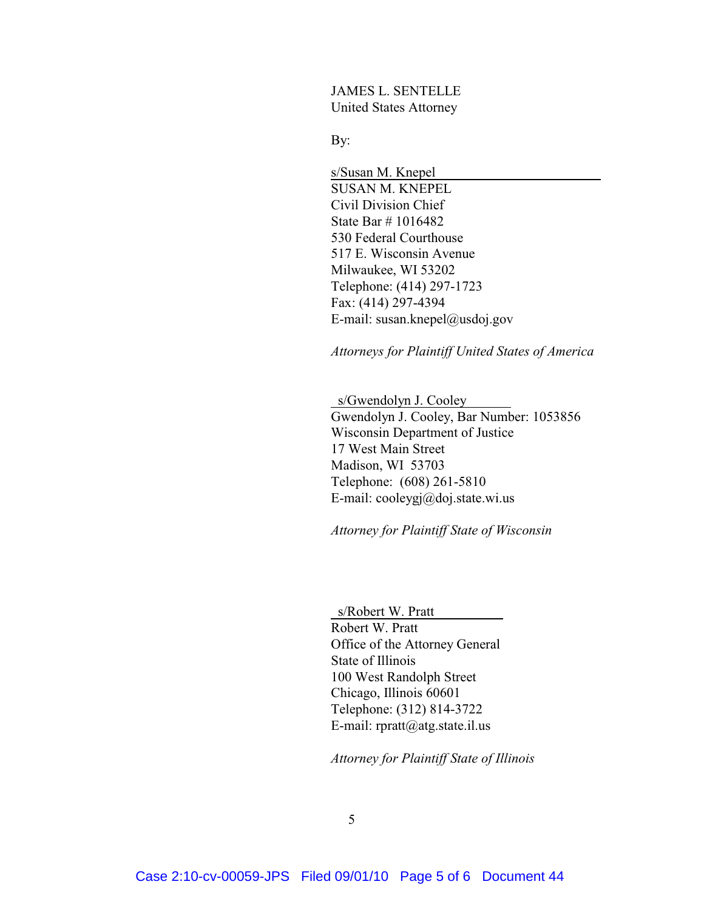JAMES L. SENTELLE
United States Attorney

By:

s/Susan M. Knepel
SUSAN M. KNEPEL
Civil Division Chief
State Bar # 1016482
530 Federal Courthouse
517 E. Wisconsin Avenue
Milwaukee, WI 53202
Telephone: (414) 297-1723
Fax: (414) 297-4394
E-mail: susan.knepel@usdoj.gov

*Attorneys for Plaintiff United States of America*

s/Gwendolyn J. Cooley
Gwendolyn J. Cooley, Bar Number: 1053856
Wisconsin Department of Justice
17 West Main Street
Madison, WI 53703
Telephone: (608) 261-5810
E-mail: cooleygj@doj.state.wi.us

*Attorney for Plaintiff State of Wisconsin*

s/Robert W. Pratt
Robert W. Pratt
Office of the Attorney General
State of Illinois
100 West Randolph Street
Chicago, Illinois 60601
Telephone: (312) 814-3722
E-mail: rpratt@atg.state.il.us

*Attorney for Plaintiff State of Illinois*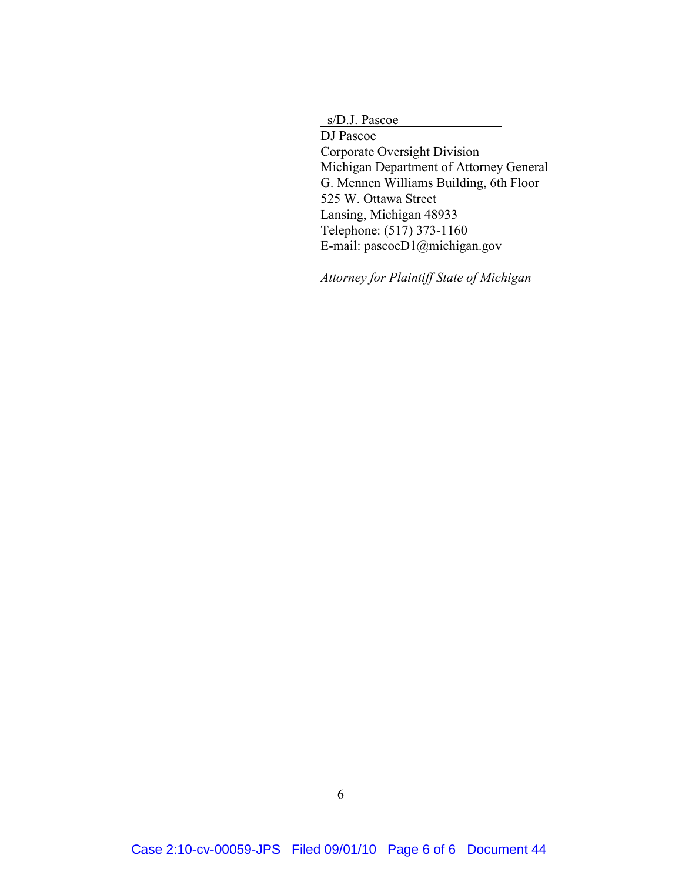s/D.J. Pascoe
DJ Pascoe
Corporate Oversight Division
Michigan Department of Attorney General
G. Mennen Williams Building, 6th Floor
525 W. Ottawa Street
Lansing, Michigan 48933
Telephone: (517) 373-1160
E-mail: pascoeD1@michigan.gov

*Attorney for Plaintiff State of Michigan*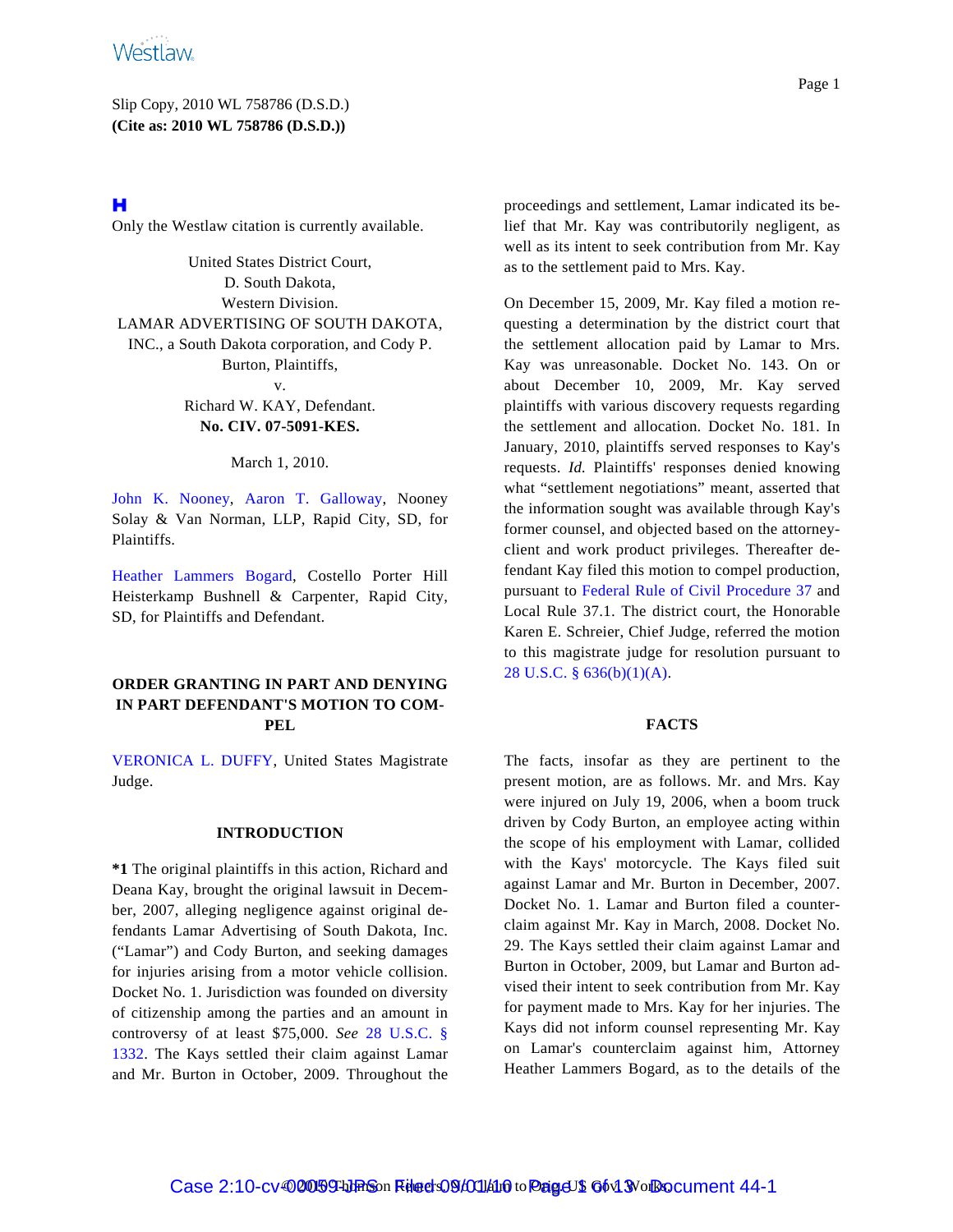Slip Copy, 2010 WL 758786 (D.S.D.)
**(Cite as: 2010 WL 758786 (D.S.D.))**

Only the Westlaw citation is currently available.

United States District Court,
D. South Dakota,
Western Division.
LAMAR ADVERTISING OF SOUTH DAKOTA, INC., a South Dakota corporation, and Cody P. Burton, Plaintiffs,
v.
Richard W. KAY, Defendant.
**No. CIV. 07-5091-KES.**

March 1, 2010.

John K. Nooney, Aaron T. Galloway, Nooney Solay & Van Norman, LLP, Rapid City, SD, for Plaintiffs.

Heather Lammers Bogard, Costello Porter Hill Heisterkamp Bushnell & Carpenter, Rapid City, SD, for Plaintiffs and Defendant.

## ORDER GRANTING IN PART AND DENYING IN PART DEFENDANT'S MOTION TO COMPEL

VERONICA L. DUFFY, United States Magistrate Judge.

### INTRODUCTION

**\*1** The original plaintiffs in this action, Richard and Deana Kay, brought the original lawsuit in December, 2007, alleging negligence against original defendants Lamar Advertising of South Dakota, Inc. ("Lamar") and Cody Burton, and seeking damages for injuries arising from a motor vehicle collision. Docket No. 1. Jurisdiction was founded on diversity of citizenship among the parties and an amount in controversy of at least $75,000. *See* 28 U.S.C. § 1332. The Kays settled their claim against Lamar and Mr. Burton in October, 2009. Throughout the proceedings and settlement, Lamar indicated its belief that Mr. Kay was contributorily negligent, as well as its intent to seek contribution from Mr. Kay as to the settlement paid to Mrs. Kay.

On December 15, 2009, Mr. Kay filed a motion requesting a determination by the district court that the settlement allocation paid by Lamar to Mrs. Kay was unreasonable. Docket No. 143. On or about December 10, 2009, Mr. Kay served plaintiffs with various discovery requests regarding the settlement and allocation. Docket No. 181. In January, 2010, plaintiffs served responses to Kay's requests. *Id.* Plaintiffs' responses denied knowing what "settlement negotiations" meant, asserted that the information sought was available through Kay's former counsel, and objected based on the attorney-client and work product privileges. Thereafter defendant Kay filed this motion to compel production, pursuant to Federal Rule of Civil Procedure 37 and Local Rule 37.1. The district court, the Honorable Karen E. Schreier, Chief Judge, referred the motion to this magistrate judge for resolution pursuant to 28 U.S.C. § 636(b)(1)(A).

### FACTS

The facts, insofar as they are pertinent to the present motion, are as follows. Mr. and Mrs. Kay were injured on July 19, 2006, when a boom truck driven by Cody Burton, an employee acting within the scope of his employment with Lamar, collided with the Kays' motorcycle. The Kays filed suit against Lamar and Mr. Burton in December, 2007. Docket No. 1. Lamar and Burton filed a counterclaim against Mr. Kay in March, 2008. Docket No. 29. The Kays settled their claim against Lamar and Burton in October, 2009, but Lamar and Burton advised their intent to seek contribution from Mr. Kay for payment made to Mrs. Kay for her injuries. The Kays did not inform counsel representing Mr. Kay on Lamar's counterclaim against him, Attorney Heather Lammers Bogard, as to the details of the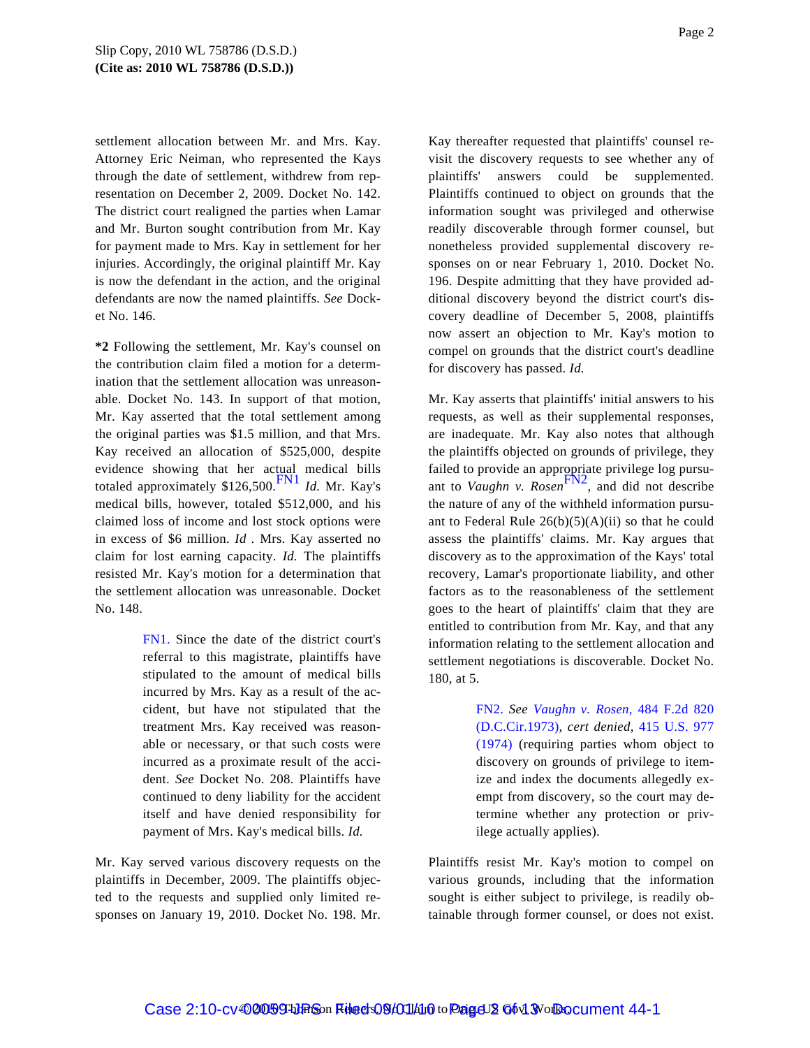settlement allocation between Mr. and Mrs. Kay. Attorney Eric Neiman, who represented the Kays through the date of settlement, withdrew from representation on December 2, 2009. Docket No. 142. The district court realigned the parties when Lamar and Mr. Burton sought contribution from Mr. Kay for payment made to Mrs. Kay in settlement for her injuries. Accordingly, the original plaintiff Mr. Kay is now the defendant in the action, and the original defendants are now the named plaintiffs. *See* Docket No. 146.

**\*2** Following the settlement, Mr. Kay's counsel on the contribution claim filed a motion for a determination that the settlement allocation was unreasonable. Docket No. 143. In support of that motion, Mr. Kay asserted that the total settlement among the original parties was $1.5 million, and that Mrs. Kay received an allocation of $525,000, despite evidence showing that her actual medical bills totaled approximately $126,500.[FN1] *Id.* Mr. Kay's medical bills, however, totaled $512,000, and his claimed loss of income and lost stock options were in excess of $6 million. *Id* . Mrs. Kay asserted no claim for lost earning capacity. *Id.* The plaintiffs resisted Mr. Kay's motion for a determination that the settlement allocation was unreasonable. Docket No. 148.

> FN1. Since the date of the district court's referral to this magistrate, plaintiffs have stipulated to the amount of medical bills incurred by Mrs. Kay as a result of the accident, but have not stipulated that the treatment Mrs. Kay received was reasonable or necessary, or that such costs were incurred as a proximate result of the accident. *See* Docket No. 208. Plaintiffs have continued to deny liability for the accident itself and have denied responsibility for payment of Mrs. Kay's medical bills. *Id.*

Mr. Kay served various discovery requests on the plaintiffs in December, 2009. The plaintiffs objected to the requests and supplied only limited responses on January 19, 2010. Docket No. 198. Mr. Kay thereafter requested that plaintiffs' counsel revisit the discovery requests to see whether any of plaintiffs' answers could be supplemented. Plaintiffs continued to object on grounds that the information sought was privileged and otherwise readily discoverable through former counsel, but nonetheless provided supplemental discovery responses on or near February 1, 2010. Docket No. 196. Despite admitting that they have provided additional discovery beyond the district court's discovery deadline of December 5, 2008, plaintiffs now assert an objection to Mr. Kay's motion to compel on grounds that the district court's deadline for discovery has passed. *Id.*

Mr. Kay asserts that plaintiffs' initial answers to his requests, as well as their supplemental responses, are inadequate. Mr. Kay also notes that although the plaintiffs objected on grounds of privilege, they failed to provide an appropriate privilege log pursuant to *Vaughn v. Rosen*[FN2], and did not describe the nature of any of the withheld information pursuant to Federal Rule 26(b)(5)(A)(ii) so that he could assess the plaintiffs' claims. Mr. Kay argues that discovery as to the approximation of the Kays' total recovery, Lamar's proportionate liability, and other factors as to the reasonableness of the settlement goes to the heart of plaintiffs' claim that they are entitled to contribution from Mr. Kay, and that any information relating to the settlement allocation and settlement negotiations is discoverable. Docket No. 180, at 5.

> FN2. *See Vaughn v. Rosen,* 484 F.2d 820 (D.C.Cir.1973), *cert denied,* 415 U.S. 977 (1974) (requiring parties whom object to discovery on grounds of privilege to itemize and index the documents allegedly exempt from discovery, so the court may determine whether any protection or privilege actually applies).

Plaintiffs resist Mr. Kay's motion to compel on various grounds, including that the information sought is either subject to privilege, is readily obtainable through former counsel, or does not exist.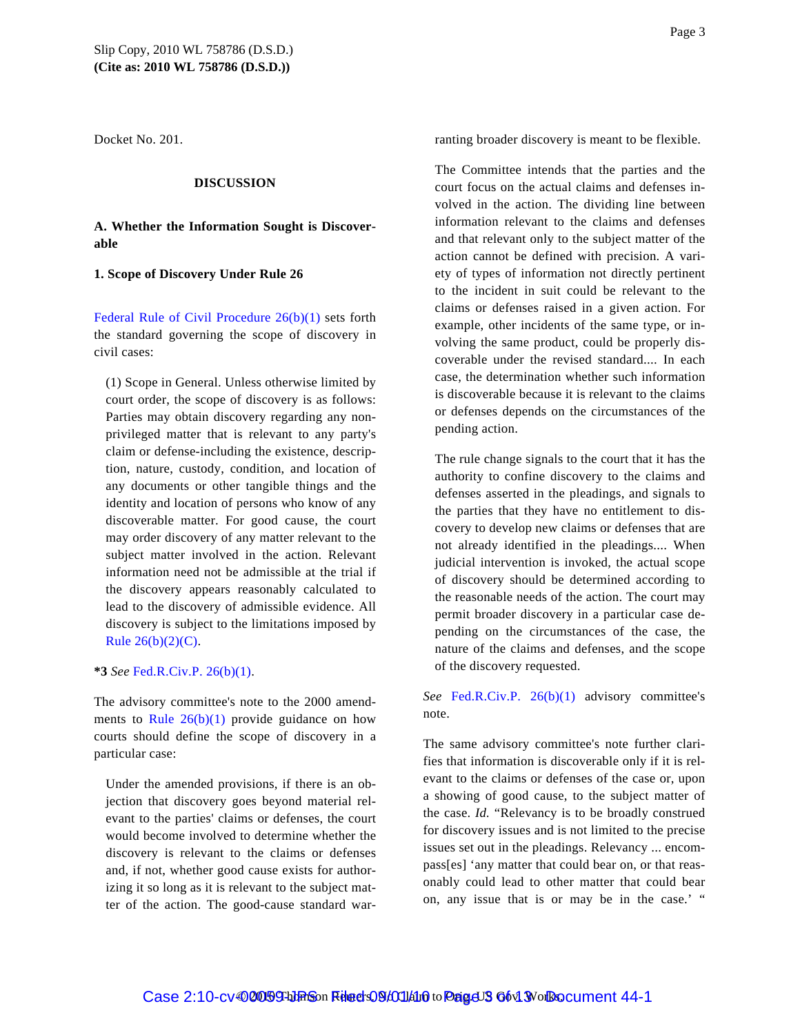Docket No. 201.

## DISCUSSION

### A. Whether the Information Sought is Discoverable

#### 1. Scope of Discovery Under Rule 26

Federal Rule of Civil Procedure 26(b)(1) sets forth the standard governing the scope of discovery in civil cases:

> (1) Scope in General. Unless otherwise limited by court order, the scope of discovery is as follows: Parties may obtain discovery regarding any non-privileged matter that is relevant to any party's claim or defense-including the existence, description, nature, custody, condition, and location of any documents or other tangible things and the identity and location of persons who know of any discoverable matter. For good cause, the court may order discovery of any matter relevant to the subject matter involved in the action. Relevant information need not be admissible at the trial if the discovery appears reasonably calculated to lead to the discovery of admissible evidence. All discovery is subject to the limitations imposed by Rule 26(b)(2)(C).

**\*3** *See* Fed.R.Civ.P. 26(b)(1).

The advisory committee's note to the 2000 amendments to Rule 26(b)(1) provide guidance on how courts should define the scope of discovery in a particular case:

> Under the amended provisions, if there is an objection that discovery goes beyond material relevant to the parties' claims or defenses, the court would become involved to determine whether the discovery is relevant to the claims or defenses and, if not, whether good cause exists for authorizing it so long as it is relevant to the subject matter of the action. The good-cause standard warranting broader discovery is meant to be flexible.
>
> The Committee intends that the parties and the court focus on the actual claims and defenses involved in the action. The dividing line between information relevant to the claims and defenses and that relevant only to the subject matter of the action cannot be defined with precision. A variety of types of information not directly pertinent to the incident in suit could be relevant to the claims or defenses raised in a given action. For example, other incidents of the same type, or involving the same product, could be properly discoverable under the revised standard.... In each case, the determination whether such information is discoverable because it is relevant to the claims or defenses depends on the circumstances of the pending action.
>
> The rule change signals to the court that it has the authority to confine discovery to the claims and defenses asserted in the pleadings, and signals to the parties that they have no entitlement to discovery to develop new claims or defenses that are not already identified in the pleadings.... When judicial intervention is invoked, the actual scope of discovery should be determined according to the reasonable needs of the action. The court may permit broader discovery in a particular case depending on the circumstances of the case, the nature of the claims and defenses, and the scope of the discovery requested.

*See* Fed.R.Civ.P. 26(b)(1) advisory committee's note.

The same advisory committee's note further clarifies that information is discoverable only if it is relevant to the claims or defenses of the case or, upon a showing of good cause, to the subject matter of the case. *Id.* "Relevancy is to be broadly construed for discovery issues and is not limited to the precise issues set out in the pleadings. Relevancy ... encompass[es] 'any matter that could bear on, or that reasonably could lead to other matter that could bear on, any issue that is or may be in the case.' "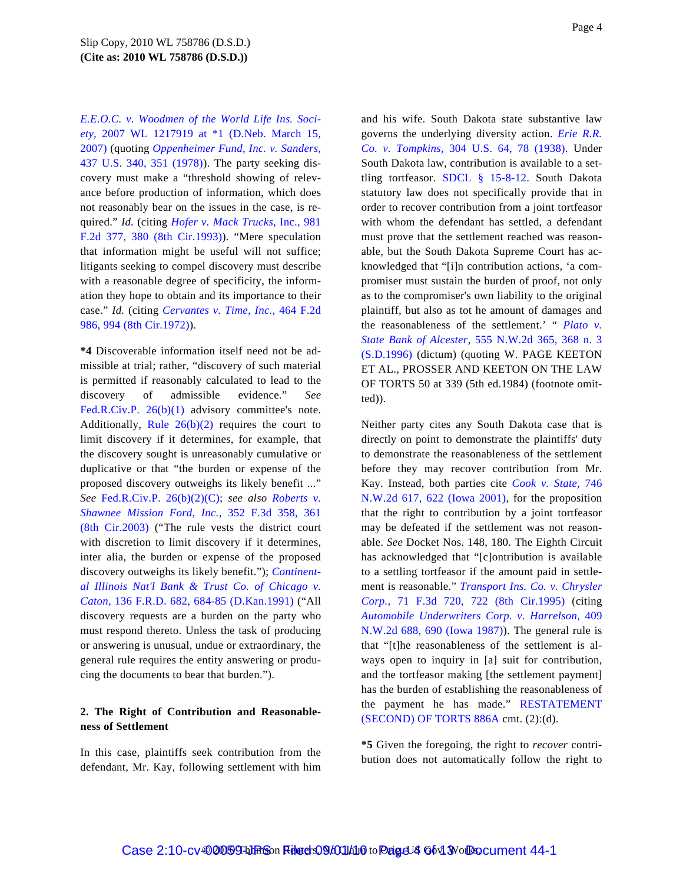*E.E.O.C. v. Woodmen of the World Life Ins. Society,* 2007 WL 1217919 at *1 (D.Neb. March 15, 2007) (quoting *Oppenheimer Fund, Inc. v. Sanders,* 437 U.S. 340, 351 (1978)). The party seeking discovery must make a "threshold showing of relevance before production of information, which does not reasonably bear on the issues in the case, is required." *Id.* (citing *Hofer v. Mack Trucks,* Inc., 981 F.2d 377, 380 (8th Cir.1993)). "Mere speculation that information might be useful will not suffice; litigants seeking to compel discovery must describe with a reasonable degree of specificity, the information they hope to obtain and its importance to their case." *Id.* (citing *Cervantes v. Time, Inc.,* 464 F.2d 986, 994 (8th Cir.1972)).

**\*4** Discoverable information itself need not be admissible at trial; rather, "discovery of such material is permitted if reasonably calculated to lead to the discovery of admissible evidence." *See* Fed.R.Civ.P. 26(b)(1) advisory committee's note. Additionally, Rule 26(b)(2) requires the court to limit discovery if it determines, for example, that the discovery sought is unreasonably cumulative or duplicative or that "the burden or expense of the proposed discovery outweighs its likely benefit ..." *See* Fed.R.Civ.P. 26(b)(2)(C); *see also Roberts v. Shawnee Mission Ford, Inc.,* 352 F.3d 358, 361 (8th Cir.2003) ("The rule vests the district court with discretion to limit discovery if it determines, inter alia, the burden or expense of the proposed discovery outweighs its likely benefit."); *Continental Illinois Nat'l Bank & Trust Co. of Chicago v. Caton,* 136 F.R.D. 682, 684-85 (D.Kan.1991) ("All discovery requests are a burden on the party who must respond thereto. Unless the task of producing or answering is unusual, undue or extraordinary, the general rule requires the entity answering or producing the documents to bear that burden.").

**2. The Right of Contribution and Reasonableness of Settlement**

In this case, plaintiffs seek contribution from the defendant, Mr. Kay, following settlement with him and his wife. South Dakota state substantive law governs the underlying diversity action. *Erie R.R. Co. v. Tompkins,* 304 U.S. 64, 78 (1938). Under South Dakota law, contribution is available to a settling tortfeasor. SDCL § 15-8-12. South Dakota statutory law does not specifically provide that in order to recover contribution from a joint tortfeasor with whom the defendant has settled, a defendant must prove that the settlement reached was reasonable, but the South Dakota Supreme Court has acknowledged that "[i]n contribution actions, 'a compromiser must sustain the burden of proof, not only as to the compromiser's own liability to the original plaintiff, but also as tot he amount of damages and the reasonableness of the settlement.' " *Plato v. State Bank of Alcester,* 555 N.W.2d 365, 368 n. 3 (S.D.1996) (dictum) (quoting W. PAGE KEETON ET AL., PROSSER AND KEETON ON THE LAW OF TORTS 50 at 339 (5th ed.1984) (footnote omitted)).

Neither party cites any South Dakota case that is directly on point to demonstrate the plaintiffs' duty to demonstrate the reasonableness of the settlement before they may recover contribution from Mr. Kay. Instead, both parties cite *Cook v. State,* 746 N.W.2d 617, 622 (Iowa 2001), for the proposition that the right to contribution by a joint tortfeasor may be defeated if the settlement was not reasonable. *See* Docket Nos. 148, 180. The Eighth Circuit has acknowledged that "[c]ontribution is available to a settling tortfeasor if the amount paid in settlement is reasonable." *Transport Ins. Co. v. Chrysler Corp.,* 71 F.3d 720, 722 (8th Cir.1995) (citing *Automobile Underwriters Corp. v. Harrelson,* 409 N.W.2d 688, 690 (Iowa 1987)). The general rule is that "[t]he reasonableness of the settlement is always open to inquiry in [a] suit for contribution, and the tortfeasor making [the settlement payment] has the burden of establishing the reasonableness of the payment he has made." RESTATEMENT (SECOND) OF TORTS 886A cmt. (2):(d).

**\*5** Given the foregoing, the right to *recover* contribution does not automatically follow the right to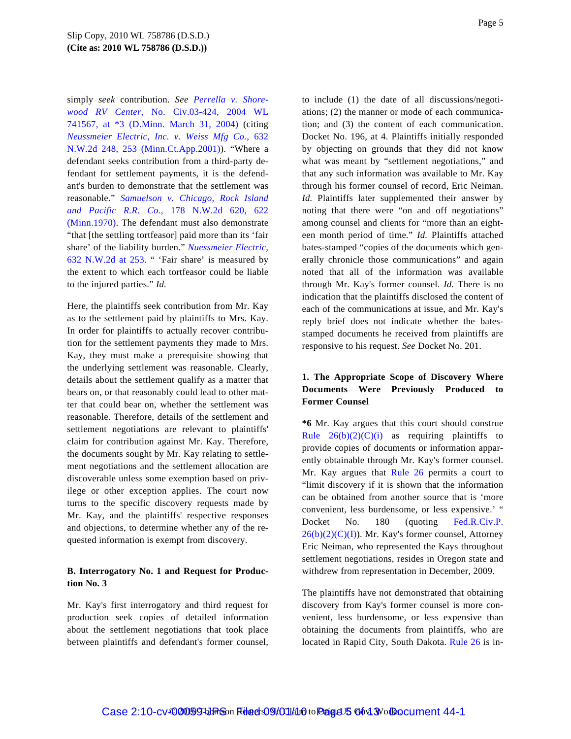simply *seek* contribution. *See* *Perrella v. Shorewood RV Center,* No. Civ.03-424, 2004 WL 741567, at *3 (D.Minn. March 31, 2004) (citing *Neussmeier Electric, Inc. v. Weiss Mfg Co.,* 632 N.W.2d 248, 253 (Minn.Ct.App.2001)). "Where a defendant seeks contribution from a third-party defendant for settlement payments, it is the defendant's burden to demonstrate that the settlement was reasonable." *Samuelson v. Chicago, Rock Island and Pacific R.R. Co.,* 178 N.W.2d 620, 622 (Minn.1970). The defendant must also demonstrate "that [the settling tortfeasor] paid more than its 'fair share' of the liability burden." *Nuessmeier Electric,* 632 N.W.2d at 253. " 'Fair share' is measured by the extent to which each tortfeasor could be liable to the injured parties." *Id.*

Here, the plaintiffs seek contribution from Mr. Kay as to the settlement paid by plaintiffs to Mrs. Kay. In order for plaintiffs to actually recover contribution for the settlement payments they made to Mrs. Kay, they must make a prerequisite showing that the underlying settlement was reasonable. Clearly, details about the settlement qualify as a matter that bears on, or that reasonably could lead to other matter that could bear on, whether the settlement was reasonable. Therefore, details of the settlement and settlement negotiations are relevant to plaintiffs' claim for contribution against Mr. Kay. Therefore, the documents sought by Mr. Kay relating to settlement negotiations and the settlement allocation are discoverable unless some exemption based on privilege or other exception applies. The court now turns to the specific discovery requests made by Mr. Kay, and the plaintiffs' respective responses and objections, to determine whether any of the requested information is exempt from discovery.

### B. Interrogatory No. 1 and Request for Production No. 3

Mr. Kay's first interrogatory and third request for production seek copies of detailed information about the settlement negotiations that took place between plaintiffs and defendant's former counsel, to include (1) the date of all discussions/negotiations; (2) the manner or mode of each communication; and (3) the content of each communication. Docket No. 196, at 4. Plaintiffs initially responded by objecting on grounds that they did not know what was meant by "settlement negotiations," and that any such information was available to Mr. Kay through his former counsel of record, Eric Neiman. *Id.* Plaintiffs later supplemented their answer by noting that there were "on and off negotiations" among counsel and clients for "more than an eighteen month period of time." *Id.* Plaintiffs attached bates-stamped "copies of the documents which generally chronicle those communications" and again noted that all of the information was available through Mr. Kay's former counsel. *Id.* There is no indication that the plaintiffs disclosed the content of each of the communications at issue, and Mr. Kay's reply brief does not indicate whether the bates-stamped documents he received from plaintiffs are responsive to his request. *See* Docket No. 201.

#### 1. The Appropriate Scope of Discovery Where Documents Were Previously Produced to Former Counsel

**\*6** Mr. Kay argues that this court should construe Rule 26(b)(2)(C)(i) as requiring plaintiffs to provide copies of documents or information apparently obtainable through Mr. Kay's former counsel. Mr. Kay argues that Rule 26 permits a court to "limit discovery if it is shown that the information can be obtained from another source that is 'more convenient, less burdensome, or less expensive.' " Docket No. 180 (quoting Fed.R.Civ.P. 26(b)(2)(C)(I)). Mr. Kay's former counsel, Attorney Eric Neiman, who represented the Kays throughout settlement negotiations, resides in Oregon state and withdrew from representation in December, 2009.

The plaintiffs have not demonstrated that obtaining discovery from Kay's former counsel is more convenient, less burdensome, or less expensive than obtaining the documents from plaintiffs, who are located in Rapid City, South Dakota. Rule 26 is in-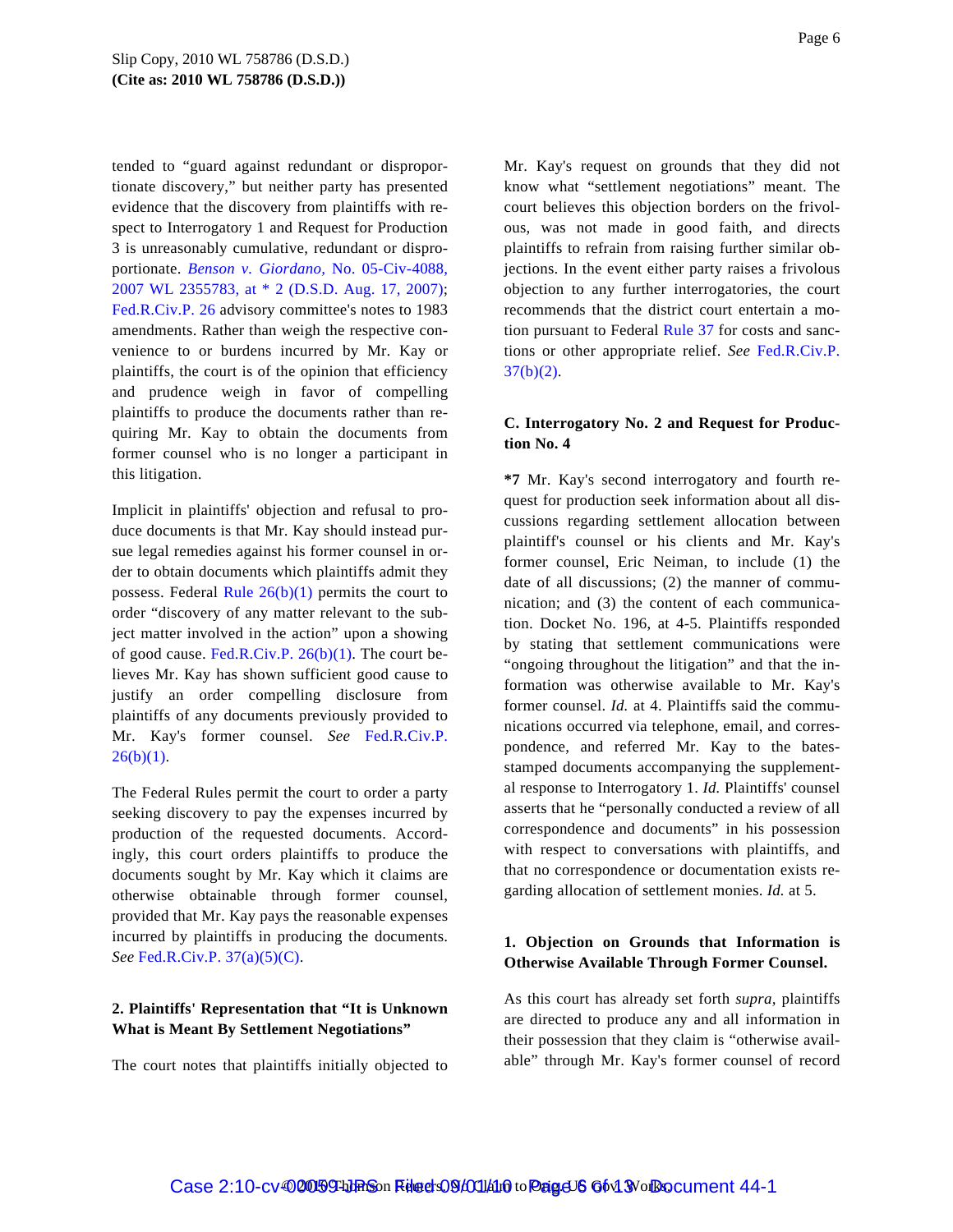tended to "guard against redundant or disproportionate discovery," but neither party has presented evidence that the discovery from plaintiffs with respect to Interrogatory 1 and Request for Production 3 is unreasonably cumulative, redundant or disproportionate. *Benson v. Giordano,* No. 05-Civ-4088, 2007 WL 2355783, at * 2 (D.S.D. Aug. 17, 2007); Fed.R.Civ.P. 26 advisory committee's notes to 1983 amendments. Rather than weigh the respective convenience to or burdens incurred by Mr. Kay or plaintiffs, the court is of the opinion that efficiency and prudence weigh in favor of compelling plaintiffs to produce the documents rather than requiring Mr. Kay to obtain the documents from former counsel who is no longer a participant in this litigation.

Implicit in plaintiffs' objection and refusal to produce documents is that Mr. Kay should instead pursue legal remedies against his former counsel in order to obtain documents which plaintiffs admit they possess. Federal Rule 26(b)(1) permits the court to order "discovery of any matter relevant to the subject matter involved in the action" upon a showing of good cause. Fed.R.Civ.P. 26(b)(1). The court believes Mr. Kay has shown sufficient good cause to justify an order compelling disclosure from plaintiffs of any documents previously provided to Mr. Kay's former counsel. *See* Fed.R.Civ.P. 26(b)(1).

The Federal Rules permit the court to order a party seeking discovery to pay the expenses incurred by production of the requested documents. Accordingly, this court orders plaintiffs to produce the documents sought by Mr. Kay which it claims are otherwise obtainable through former counsel, provided that Mr. Kay pays the reasonable expenses incurred by plaintiffs in producing the documents. *See* Fed.R.Civ.P. 37(a)(5)(C).

**2. Plaintiffs' Representation that "It is Unknown What is Meant By Settlement Negotiations"**

The court notes that plaintiffs initially objected to Mr. Kay's request on grounds that they did not know what "settlement negotiations" meant. The court believes this objection borders on the frivolous, was not made in good faith, and directs plaintiffs to refrain from raising further similar objections. In the event either party raises a frivolous objection to any further interrogatories, the court recommends that the district court entertain a motion pursuant to Federal Rule 37 for costs and sanctions or other appropriate relief. *See* Fed.R.Civ.P. 37(b)(2).

**C. Interrogatory No. 2 and Request for Production No. 4**

**\*7** Mr. Kay's second interrogatory and fourth request for production seek information about all discussions regarding settlement allocation between plaintiff's counsel or his clients and Mr. Kay's former counsel, Eric Neiman, to include (1) the date of all discussions; (2) the manner of communication; and (3) the content of each communication. Docket No. 196, at 4-5. Plaintiffs responded by stating that settlement communications were "ongoing throughout the litigation" and that the information was otherwise available to Mr. Kay's former counsel. *Id.* at 4. Plaintiffs said the communications occurred via telephone, email, and correspondence, and referred Mr. Kay to the bates-stamped documents accompanying the supplemental response to Interrogatory 1. *Id.* Plaintiffs' counsel asserts that he "personally conducted a review of all correspondence and documents" in his possession with respect to conversations with plaintiffs, and that no correspondence or documentation exists regarding allocation of settlement monies. *Id.* at 5.

**1. Objection on Grounds that Information is Otherwise Available Through Former Counsel.**

As this court has already set forth *supra*, plaintiffs are directed to produce any and all information in their possession that they claim is "otherwise available" through Mr. Kay's former counsel of record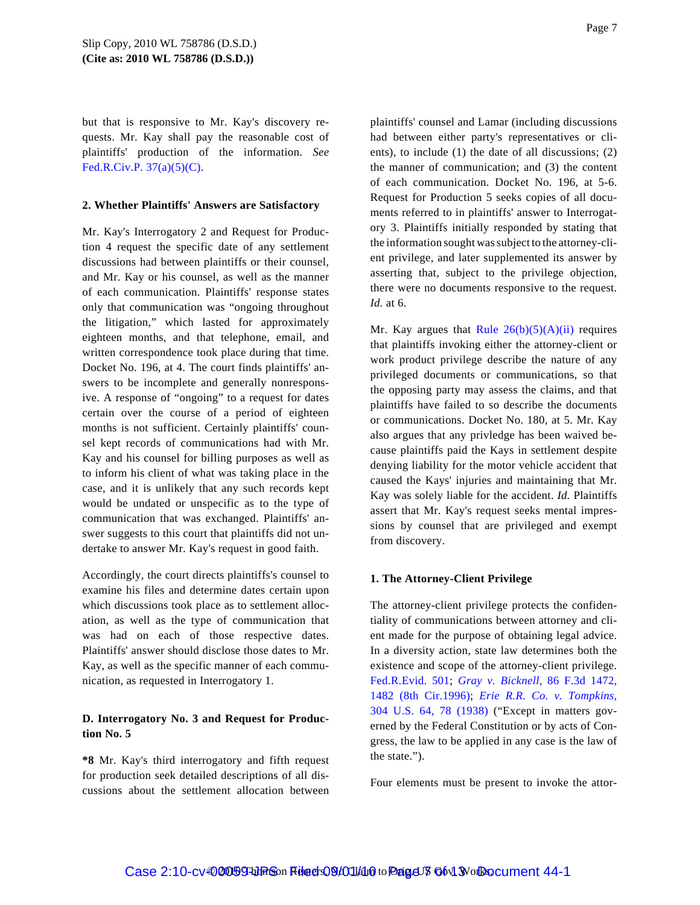but that is responsive to Mr. Kay's discovery requests. Mr. Kay shall pay the reasonable cost of plaintiffs' production of the information. *See* Fed.R.Civ.P. 37(a)(5)(C).

**2. Whether Plaintiffs' Answers are Satisfactory**

Mr. Kay's Interrogatory 2 and Request for Production 4 request the specific date of any settlement discussions had between plaintiffs or their counsel, and Mr. Kay or his counsel, as well as the manner of each communication. Plaintiffs' response states only that communication was "ongoing throughout the litigation," which lasted for approximately eighteen months, and that telephone, email, and written correspondence took place during that time. Docket No. 196, at 4. The court finds plaintiffs' answers to be incomplete and generally nonresponsive. A response of "ongoing" to a request for dates certain over the course of a period of eighteen months is not sufficient. Certainly plaintiffs' counsel kept records of communications had with Mr. Kay and his counsel for billing purposes as well as to inform his client of what was taking place in the case, and it is unlikely that any such records kept would be undated or unspecific as to the type of communication that was exchanged. Plaintiffs' answer suggests to this court that plaintiffs did not undertake to answer Mr. Kay's request in good faith.

Accordingly, the court directs plaintiffs's counsel to examine his files and determine dates certain upon which discussions took place as to settlement allocation, as well as the type of communication that was had on each of those respective dates. Plaintiffs' answer should disclose those dates to Mr. Kay, as well as the specific manner of each communication, as requested in Interrogatory 1.

**D. Interrogatory No. 3 and Request for Production No. 5**

**\*8** Mr. Kay's third interrogatory and fifth request for production seek detailed descriptions of all discussions about the settlement allocation between plaintiffs' counsel and Lamar (including discussions had between either party's representatives or clients), to include (1) the date of all discussions; (2) the manner of communication; and (3) the content of each communication. Docket No. 196, at 5-6. Request for Production 5 seeks copies of all documents referred to in plaintiffs' answer to Interrogatory 3. Plaintiffs initially responded by stating that the information sought was subject to the attorney-client privilege, and later supplemented its answer by asserting that, subject to the privilege objection, there were no documents responsive to the request. *Id.* at 6.

Mr. Kay argues that Rule 26(b)(5)(A)(ii) requires that plaintiffs invoking either the attorney-client or work product privilege describe the nature of any privileged documents or communications, so that the opposing party may assess the claims, and that plaintiffs have failed to so describe the documents or communications. Docket No. 180, at 5. Mr. Kay also argues that any privledge has been waived because plaintiffs paid the Kays in settlement despite denying liability for the motor vehicle accident that caused the Kays' injuries and maintaining that Mr. Kay was solely liable for the accident. *Id.* Plaintiffs assert that Mr. Kay's request seeks mental impressions by counsel that are privileged and exempt from discovery.

**1. The Attorney-Client Privilege**

The attorney-client privilege protects the confidentiality of communications between attorney and client made for the purpose of obtaining legal advice. In a diversity action, state law determines both the existence and scope of the attorney-client privilege. Fed.R.Evid. 501; *Gray v. Bicknell,* 86 F.3d 1472, 1482 (8th Cir.1996); *Erie R.R. Co. v. Tompkins,* 304 U.S. 64, 78 (1938) ("Except in matters governed by the Federal Constitution or by acts of Congress, the law to be applied in any case is the law of the state.").

Four elements must be present to invoke the attor-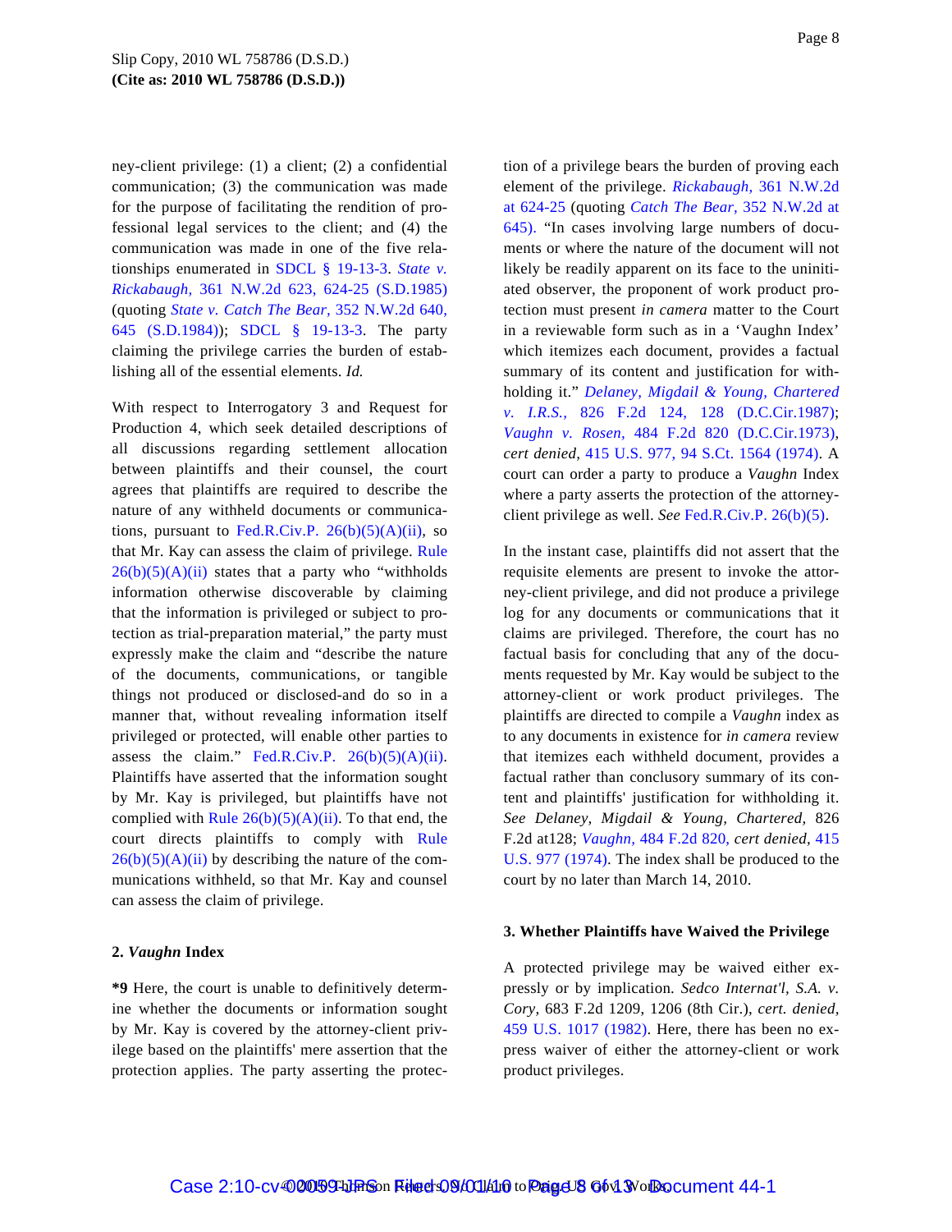ney-client privilege: (1) a client; (2) a confidential communication; (3) the communication was made for the purpose of facilitating the rendition of professional legal services to the client; and (4) the communication was made in one of the five relationships enumerated in SDCL § 19-13-3. *State v. Rickabaugh,* 361 N.W.2d 623, 624-25 (S.D.1985) (quoting *State v. Catch The Bear,* 352 N.W.2d 640, 645 (S.D.1984)); SDCL § 19-13-3. The party claiming the privilege carries the burden of establishing all of the essential elements. *Id.*

With respect to Interrogatory 3 and Request for Production 4, which seek detailed descriptions of all discussions regarding settlement allocation between plaintiffs and their counsel, the court agrees that plaintiffs are required to describe the nature of any withheld documents or communications, pursuant to Fed.R.Civ.P. 26(b)(5)(A)(ii), so that Mr. Kay can assess the claim of privilege. Rule 26(b)(5)(A)(ii) states that a party who "withholds information otherwise discoverable by claiming that the information is privileged or subject to protection as trial-preparation material," the party must expressly make the claim and "describe the nature of the documents, communications, or tangible things not produced or disclosed-and do so in a manner that, without revealing information itself privileged or protected, will enable other parties to assess the claim." Fed.R.Civ.P. 26(b)(5)(A)(ii). Plaintiffs have asserted that the information sought by Mr. Kay is privileged, but plaintiffs have not complied with Rule 26(b)(5)(A)(ii). To that end, the court directs plaintiffs to comply with Rule 26(b)(5)(A)(ii) by describing the nature of the communications withheld, so that Mr. Kay and counsel can assess the claim of privilege.

### 2. *Vaughn* Index

**\*9** Here, the court is unable to definitively determine whether the documents or information sought by Mr. Kay is covered by the attorney-client privilege based on the plaintiffs' mere assertion that the protection applies. The party asserting the protection of a privilege bears the burden of proving each element of the privilege. *Rickabaugh,* 361 N.W.2d at 624-25 (quoting *Catch The Bear,* 352 N.W.2d at 645). "In cases involving large numbers of documents or where the nature of the document will not likely be readily apparent on its face to the uninitiated observer, the proponent of work product protection must present *in camera* matter to the Court in a reviewable form such as in a 'Vaughn Index' which itemizes each document, provides a factual summary of its content and justification for withholding it." *Delaney, Migdail & Young, Chartered v. I.R.S.,* 826 F.2d 124, 128 (D.C.Cir.1987); *Vaughn v. Rosen,* 484 F.2d 820 (D.C.Cir.1973), *cert denied,* 415 U.S. 977, 94 S.Ct. 1564 (1974). A court can order a party to produce a *Vaughn* Index where a party asserts the protection of the attorney-client privilege as well. *See* Fed.R.Civ.P. 26(b)(5).

In the instant case, plaintiffs did not assert that the requisite elements are present to invoke the attorney-client privilege, and did not produce a privilege log for any documents or communications that it claims are privileged. Therefore, the court has no factual basis for concluding that any of the documents requested by Mr. Kay would be subject to the attorney-client or work product privileges. The plaintiffs are directed to compile a *Vaughn* index as to any documents in existence for *in camera* review that itemizes each withheld document, provides a factual rather than conclusory summary of its content and plaintiffs' justification for withholding it. *See Delaney, Migdail & Young, Chartered,* 826 F.2d at128; *Vaughn,* 484 F.2d 820, *cert denied,* 415 U.S. 977 (1974). The index shall be produced to the court by no later than March 14, 2010.

### 3. Whether Plaintiffs have Waived the Privilege

A protected privilege may be waived either expressly or by implication. *Sedco Internat'l, S.A. v. Cory,* 683 F.2d 1209, 1206 (8th Cir.), *cert. denied,* 459 U.S. 1017 (1982). Here, there has been no express waiver of either the attorney-client or work product privileges.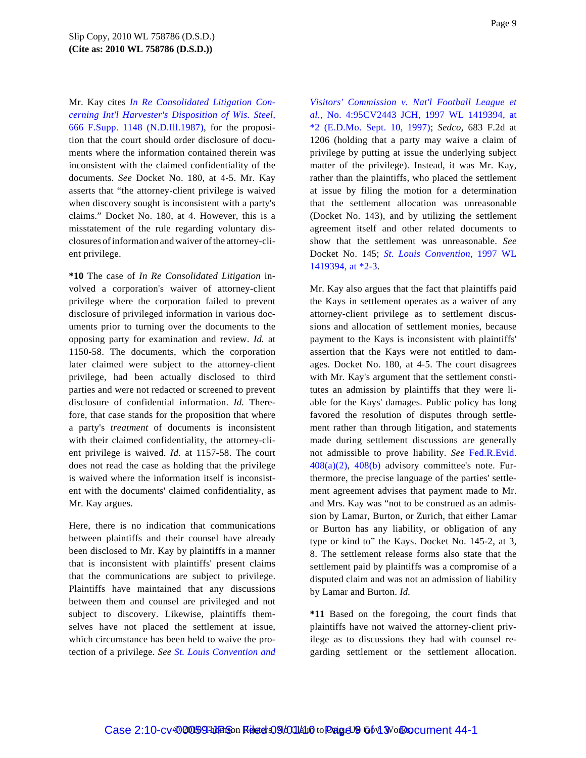Mr. Kay cites *In Re Consolidated Litigation Concerning Int'l Harvester's Disposition of Wis. Steel*, 666 F.Supp. 1148 (N.D.Ill.1987), for the proposition that the court should order disclosure of documents where the information contained therein was inconsistent with the claimed confidentiality of the documents. *See* Docket No. 180, at 4-5. Mr. Kay asserts that "the attorney-client privilege is waived when discovery sought is inconsistent with a party's claims." Docket No. 180, at 4. However, this is a misstatement of the rule regarding voluntary disclosures of information and waiver of the attorney-client privilege.

**\*10** The case of *In Re Consolidated Litigation* involved a corporation's waiver of attorney-client privilege where the corporation failed to prevent disclosure of privileged information in various documents prior to turning over the documents to the opposing party for examination and review. *Id.* at 1150-58. The documents, which the corporation later claimed were subject to the attorney-client privilege, had been actually disclosed to third parties and were not redacted or screened to prevent disclosure of confidential information. *Id.* Therefore, that case stands for the proposition that where a party's *treatment* of documents is inconsistent with their claimed confidentiality, the attorney-client privilege is waived. *Id.* at 1157-58. The court does not read the case as holding that the privilege is waived where the information itself is inconsistent with the documents' claimed confidentiality, as Mr. Kay argues.

Here, there is no indication that communications between plaintiffs and their counsel have already been disclosed to Mr. Kay by plaintiffs in a manner that is inconsistent with plaintiffs' present claims that the communications are subject to privilege. Plaintiffs have maintained that any discussions between them and counsel are privileged and not subject to discovery. Likewise, plaintiffs themselves have not placed the settlement at issue, which circumstance has been held to waive the protection of a privilege. *See St. Louis Convention and Visitors' Commission v. Nat'l Football League et al.*, No. 4:95CV2443 JCH, 1997 WL 1419394, at \*2 (E.D.Mo. Sept. 10, 1997); *Sedco*, 683 F.2d at 1206 (holding that a party may waive a claim of privilege by putting at issue the underlying subject matter of the privilege). Instead, it was Mr. Kay, rather than the plaintiffs, who placed the settlement at issue by filing the motion for a determination that the settlement allocation was unreasonable (Docket No. 143), and by utilizing the settlement agreement itself and other related documents to show that the settlement was unreasonable. *See* Docket No. 145; *St. Louis Convention*, 1997 WL 1419394, at \*2-3.

Mr. Kay also argues that the fact that plaintiffs paid the Kays in settlement operates as a waiver of any attorney-client privilege as to settlement discussions and allocation of settlement monies, because payment to the Kays is inconsistent with plaintiffs' assertion that the Kays were not entitled to damages. Docket No. 180, at 4-5. The court disagrees with Mr. Kay's argument that the settlement constitutes an admission by plaintiffs that they were liable for the Kays' damages. Public policy has long favored the resolution of disputes through settlement rather than through litigation, and statements made during settlement discussions are generally not admissible to prove liability. *See* Fed.R.Evid. 408(a)(2), 408(b) advisory committee's note. Furthermore, the precise language of the parties' settlement agreement advises that payment made to Mr. and Mrs. Kay was "not to be construed as an admission by Lamar, Burton, or Zurich, that either Lamar or Burton has any liability, or obligation of any type or kind to" the Kays. Docket No. 145-2, at 3, 8. The settlement release forms also state that the settlement paid by plaintiffs was a compromise of a disputed claim and was not an admission of liability by Lamar and Burton. *Id.*

**\*11** Based on the foregoing, the court finds that plaintiffs have not waived the attorney-client privilege as to discussions they had with counsel regarding settlement or the settlement allocation.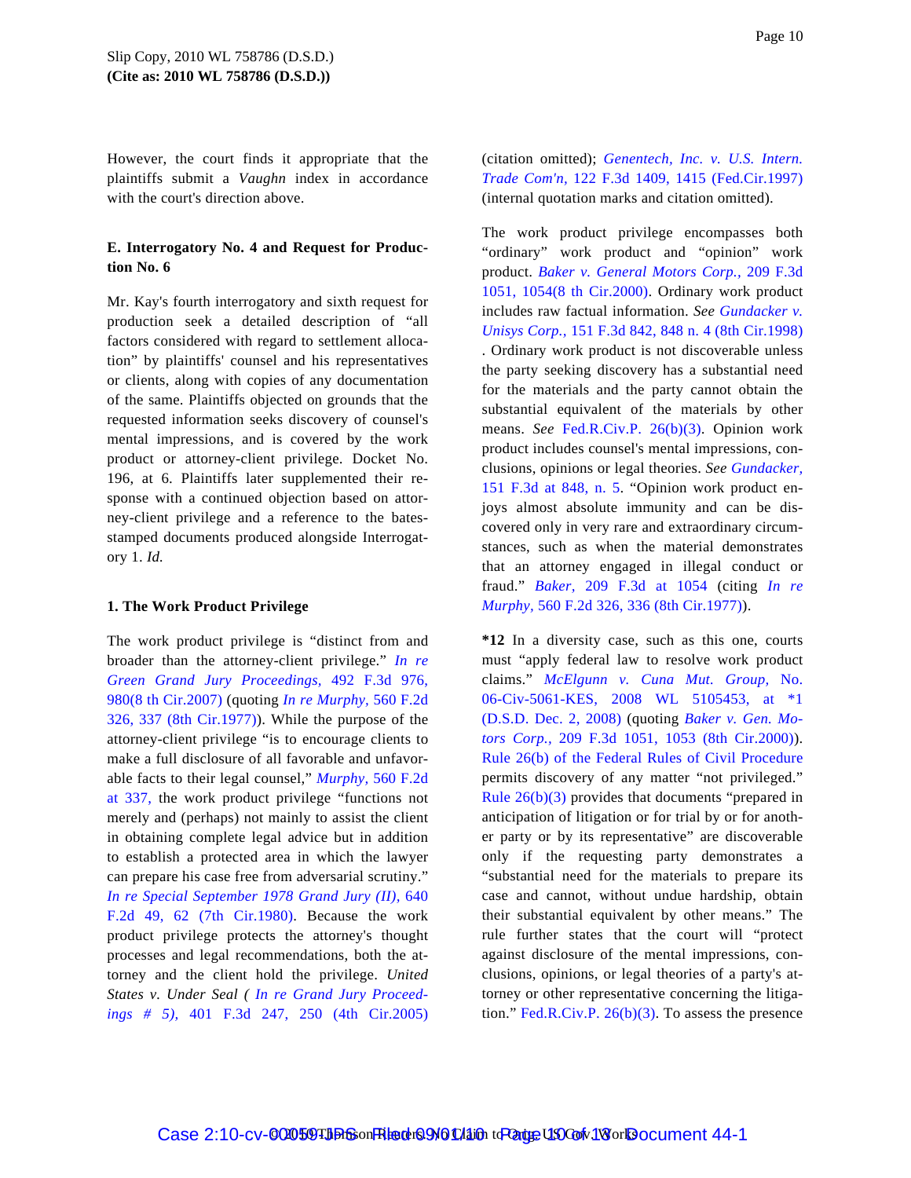However, the court finds it appropriate that the plaintiffs submit a *Vaughn* index in accordance with the court's direction above.

**E. Interrogatory No. 4 and Request for Production No. 6**

Mr. Kay's fourth interrogatory and sixth request for production seek a detailed description of "all factors considered with regard to settlement allocation" by plaintiffs' counsel and his representatives or clients, along with copies of any documentation of the same. Plaintiffs objected on grounds that the requested information seeks discovery of counsel's mental impressions, and is covered by the work product or attorney-client privilege. Docket No. 196, at 6. Plaintiffs later supplemented their response with a continued objection based on attorney-client privilege and a reference to the bates-stamped documents produced alongside Interrogatory 1. *Id.*

**1. The Work Product Privilege**

The work product privilege is "distinct from and broader than the attorney-client privilege." *In re Green Grand Jury Proceedings,* 492 F.3d 976, 980(8 th Cir.2007) (quoting *In re Murphy,* 560 F.2d 326, 337 (8th Cir.1977)). While the purpose of the attorney-client privilege "is to encourage clients to make a full disclosure of all favorable and unfavorable facts to their legal counsel," *Murphy,* 560 F.2d at 337, the work product privilege "functions not merely and (perhaps) not mainly to assist the client in obtaining complete legal advice but in addition to establish a protected area in which the lawyer can prepare his case free from adversarial scrutiny." *In re Special September 1978 Grand Jury (II),* 640 F.2d 49, 62 (7th Cir.1980). Because the work product privilege protects the attorney's thought processes and legal recommendations, both the attorney and the client hold the privilege. *United States v. Under Seal ( In re Grand Jury Proceedings # 5),* 401 F.3d 247, 250 (4th Cir.2005) (citation omitted); *Genentech, Inc. v. U.S. Intern. Trade Com'n,* 122 F.3d 1409, 1415 (Fed.Cir.1997) (internal quotation marks and citation omitted).

The work product privilege encompasses both "ordinary" work product and "opinion" work product. *Baker v. General Motors Corp.,* 209 F.3d 1051, 1054(8 th Cir.2000). Ordinary work product includes raw factual information. *See Gundacker v. Unisys Corp.,* 151 F.3d 842, 848 n. 4 (8th Cir.1998) . Ordinary work product is not discoverable unless the party seeking discovery has a substantial need for the materials and the party cannot obtain the substantial equivalent of the materials by other means. *See* Fed.R.Civ.P. 26(b)(3). Opinion work product includes counsel's mental impressions, conclusions, opinions or legal theories. *See Gundacker,* 151 F.3d at 848, n. 5. "Opinion work product enjoys almost absolute immunity and can be discovered only in very rare and extraordinary circumstances, such as when the material demonstrates that an attorney engaged in illegal conduct or fraud." *Baker,* 209 F.3d at 1054 (citing *In re Murphy,* 560 F.2d 326, 336 (8th Cir.1977)).

**\*12** In a diversity case, such as this one, courts must "apply federal law to resolve work product claims." *McElgunn v. Cuna Mut. Group,* No. 06-Civ-5061-KES, 2008 WL 5105453, at \*1 (D.S.D. Dec. 2, 2008) (quoting *Baker v. Gen. Motors Corp.,* 209 F.3d 1051, 1053 (8th Cir.2000)). Rule 26(b) of the Federal Rules of Civil Procedure permits discovery of any matter "not privileged." Rule 26(b)(3) provides that documents "prepared in anticipation of litigation or for trial by or for another party or by its representative" are discoverable only if the requesting party demonstrates a "substantial need for the materials to prepare its case and cannot, without undue hardship, obtain their substantial equivalent by other means." The rule further states that the court will "protect against disclosure of the mental impressions, conclusions, opinions, or legal theories of a party's attorney or other representative concerning the litigation." Fed.R.Civ.P. 26(b)(3). To assess the presence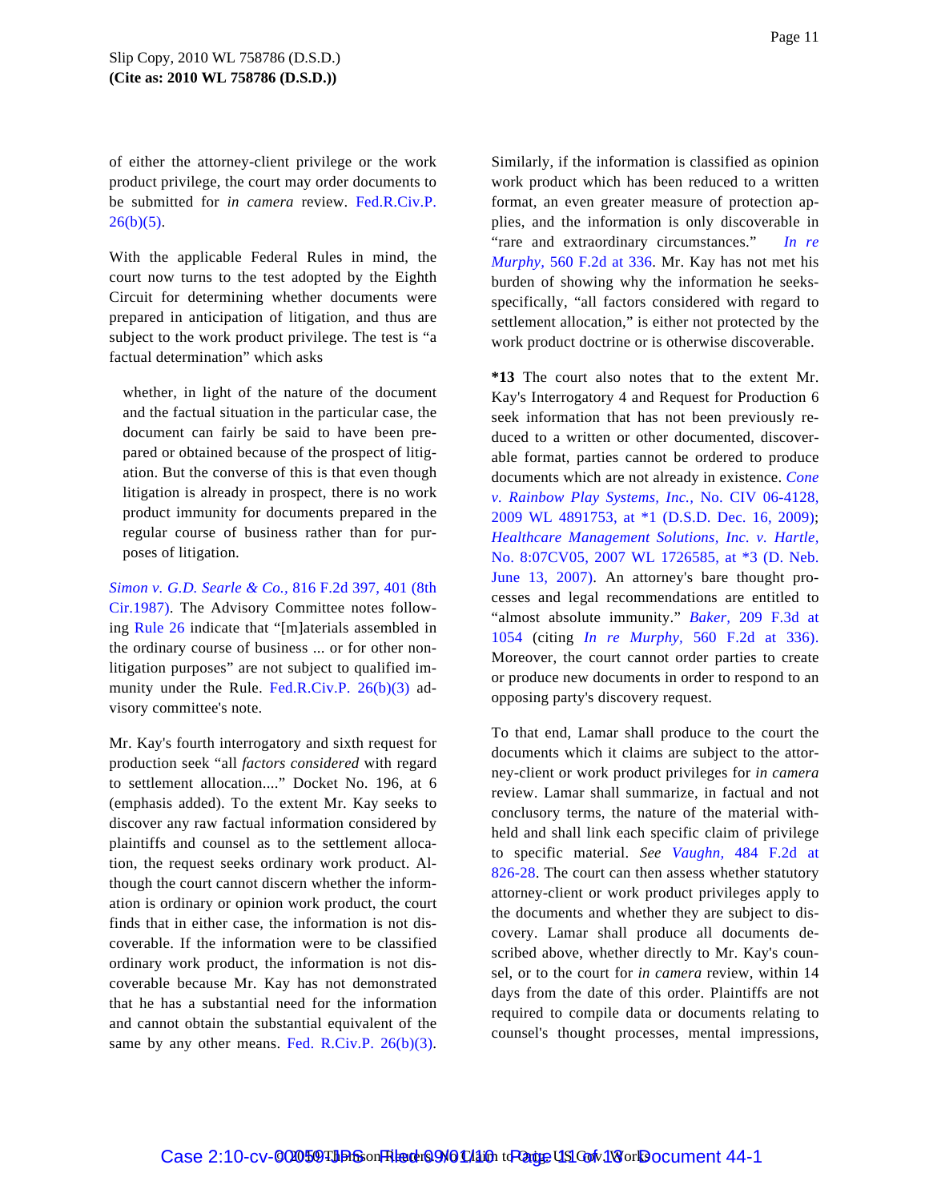of either the attorney-client privilege or the work product privilege, the court may order documents to be submitted for *in camera* review. Fed.R.Civ.P. 26(b)(5).

With the applicable Federal Rules in mind, the court now turns to the test adopted by the Eighth Circuit for determining whether documents were prepared in anticipation of litigation, and thus are subject to the work product privilege. The test is "a factual determination" which asks

> whether, in light of the nature of the document and the factual situation in the particular case, the document can fairly be said to have been prepared or obtained because of the prospect of litigation. But the converse of this is that even though litigation is already in prospect, there is no work product immunity for documents prepared in the regular course of business rather than for purposes of litigation.

*Simon v. G.D. Searle & Co.,* 816 F.2d 397, 401 (8th Cir.1987). The Advisory Committee notes following Rule 26 indicate that "[m]aterials assembled in the ordinary course of business ... or for other non-litigation purposes" are not subject to qualified immunity under the Rule. Fed.R.Civ.P. 26(b)(3) advisory committee's note.

Mr. Kay's fourth interrogatory and sixth request for production seek "all *factors considered* with regard to settlement allocation...." Docket No. 196, at 6 (emphasis added). To the extent Mr. Kay seeks to discover any raw factual information considered by plaintiffs and counsel as to the settlement allocation, the request seeks ordinary work product. Although the court cannot discern whether the information is ordinary or opinion work product, the court finds that in either case, the information is not discoverable. If the information were to be classified ordinary work product, the information is not discoverable because Mr. Kay has not demonstrated that he has a substantial need for the information and cannot obtain the substantial equivalent of the same by any other means. Fed. R.Civ.P. 26(b)(3). Similarly, if the information is classified as opinion work product which has been reduced to a written format, an even greater measure of protection applies, and the information is only discoverable in "rare and extraordinary circumstances." *In re Murphy,* 560 F.2d at 336. Mr. Kay has not met his burden of showing why the information he seeks-specifically, "all factors considered with regard to settlement allocation," is either not protected by the work product doctrine or is otherwise discoverable.

**\*13** The court also notes that to the extent Mr. Kay's Interrogatory 4 and Request for Production 6 seek information that has not been previously reduced to a written or other documented, discoverable format, parties cannot be ordered to produce documents which are not already in existence. *Cone v. Rainbow Play Systems, Inc.,* No. CIV 06-4128, 2009 WL 4891753, at *1 (D.S.D. Dec. 16, 2009); *Healthcare Management Solutions, Inc. v. Hartle,* No. 8:07CV05, 2007 WL 1726585, at *3 (D. Neb. June 13, 2007). An attorney's bare thought processes and legal recommendations are entitled to "almost absolute immunity." *Baker,* 209 F.3d at 1054 (citing *In re Murphy,* 560 F.2d at 336). Moreover, the court cannot order parties to create or produce new documents in order to respond to an opposing party's discovery request.

To that end, Lamar shall produce to the court the documents which it claims are subject to the attorney-client or work product privileges for *in camera* review. Lamar shall summarize, in factual and not conclusory terms, the nature of the material withheld and shall link each specific claim of privilege to specific material. *See Vaughn,* 484 F.2d at 826-28. The court can then assess whether statutory attorney-client or work product privileges apply to the documents and whether they are subject to discovery. Lamar shall produce all documents described above, whether directly to Mr. Kay's counsel, or to the court for *in camera* review, within 14 days from the date of this order. Plaintiffs are not required to compile data or documents relating to counsel's thought processes, mental impressions,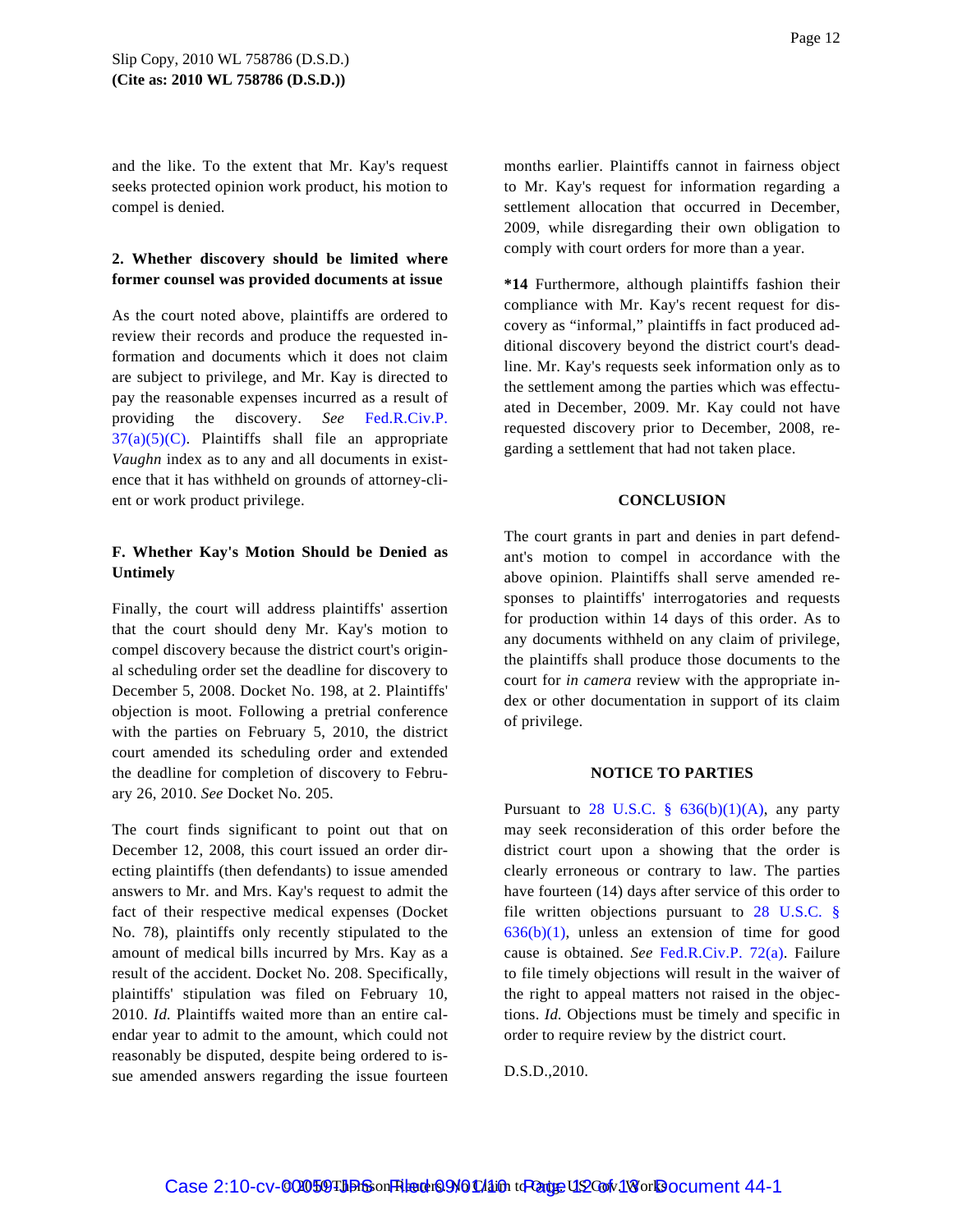and the like. To the extent that Mr. Kay's request seeks protected opinion work product, his motion to compel is denied.

**2. Whether discovery should be limited where former counsel was provided documents at issue**

As the court noted above, plaintiffs are ordered to review their records and produce the requested information and documents which it does not claim are subject to privilege, and Mr. Kay is directed to pay the reasonable expenses incurred as a result of providing the discovery. *See* Fed.R.Civ.P. 37(a)(5)(C). Plaintiffs shall file an appropriate *Vaughn* index as to any and all documents in existence that it has withheld on grounds of attorney-client or work product privilege.

**F. Whether Kay's Motion Should be Denied as Untimely**

Finally, the court will address plaintiffs' assertion that the court should deny Mr. Kay's motion to compel discovery because the district court's original scheduling order set the deadline for discovery to December 5, 2008. Docket No. 198, at 2. Plaintiffs' objection is moot. Following a pretrial conference with the parties on February 5, 2010, the district court amended its scheduling order and extended the deadline for completion of discovery to February 26, 2010. *See* Docket No. 205.

The court finds significant to point out that on December 12, 2008, this court issued an order directing plaintiffs (then defendants) to issue amended answers to Mr. and Mrs. Kay's request to admit the fact of their respective medical expenses (Docket No. 78), plaintiffs only recently stipulated to the amount of medical bills incurred by Mrs. Kay as a result of the accident. Docket No. 208. Specifically, plaintiffs' stipulation was filed on February 10, 2010. *Id.* Plaintiffs waited more than an entire calendar year to admit to the amount, which could not reasonably be disputed, despite being ordered to issue amended answers regarding the issue fourteen months earlier. Plaintiffs cannot in fairness object to Mr. Kay's request for information regarding a settlement allocation that occurred in December, 2009, while disregarding their own obligation to comply with court orders for more than a year.

**\*14** Furthermore, although plaintiffs fashion their compliance with Mr. Kay's recent request for discovery as "informal," plaintiffs in fact produced additional discovery beyond the district court's deadline. Mr. Kay's requests seek information only as to the settlement among the parties which was effectuated in December, 2009. Mr. Kay could not have requested discovery prior to December, 2008, regarding a settlement that had not taken place.

**CONCLUSION**

The court grants in part and denies in part defendant's motion to compel in accordance with the above opinion. Plaintiffs shall serve amended responses to plaintiffs' interrogatories and requests for production within 14 days of this order. As to any documents withheld on any claim of privilege, the plaintiffs shall produce those documents to the court for *in camera* review with the appropriate index or other documentation in support of its claim of privilege.

**NOTICE TO PARTIES**

Pursuant to 28 U.S.C. § 636(b)(1)(A), any party may seek reconsideration of this order before the district court upon a showing that the order is clearly erroneous or contrary to law. The parties have fourteen (14) days after service of this order to file written objections pursuant to 28 U.S.C. § 636(b)(1), unless an extension of time for good cause is obtained. *See* Fed.R.Civ.P. 72(a). Failure to file timely objections will result in the waiver of the right to appeal matters not raised in the objections. *Id.* Objections must be timely and specific in order to require review by the district court.

D.S.D.,2010.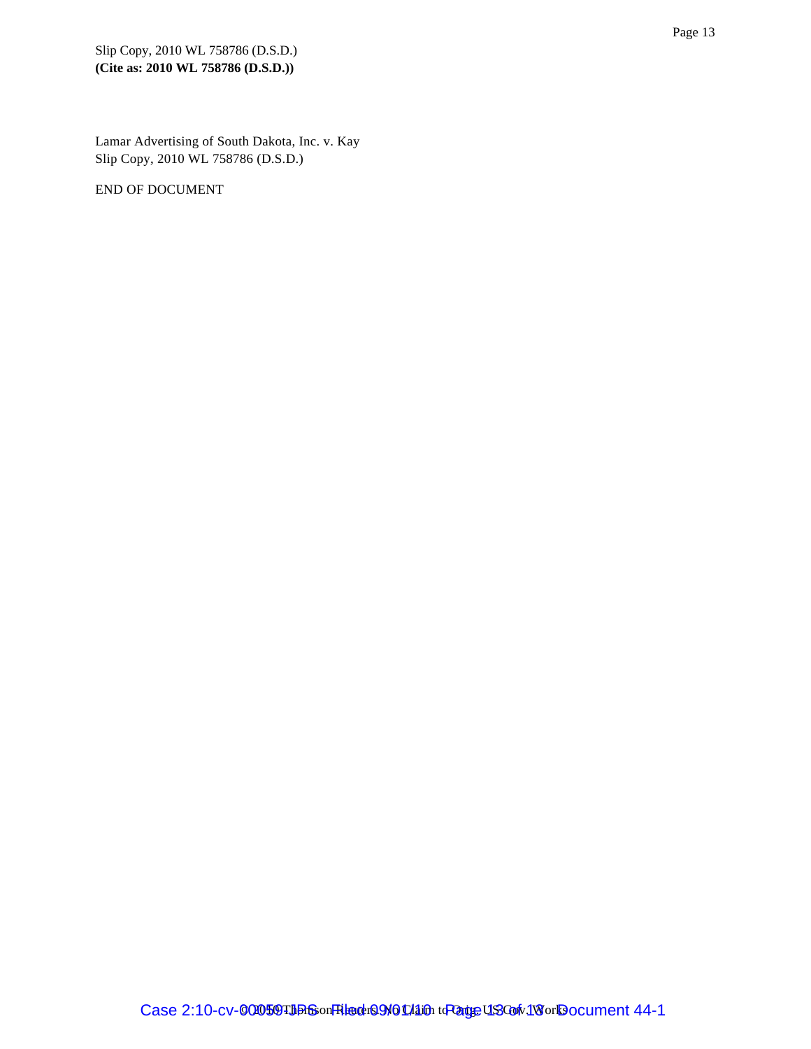Lamar Advertising of South Dakota, Inc. v. Kay
Slip Copy, 2010 WL 758786 (D.S.D.)

END OF DOCUMENT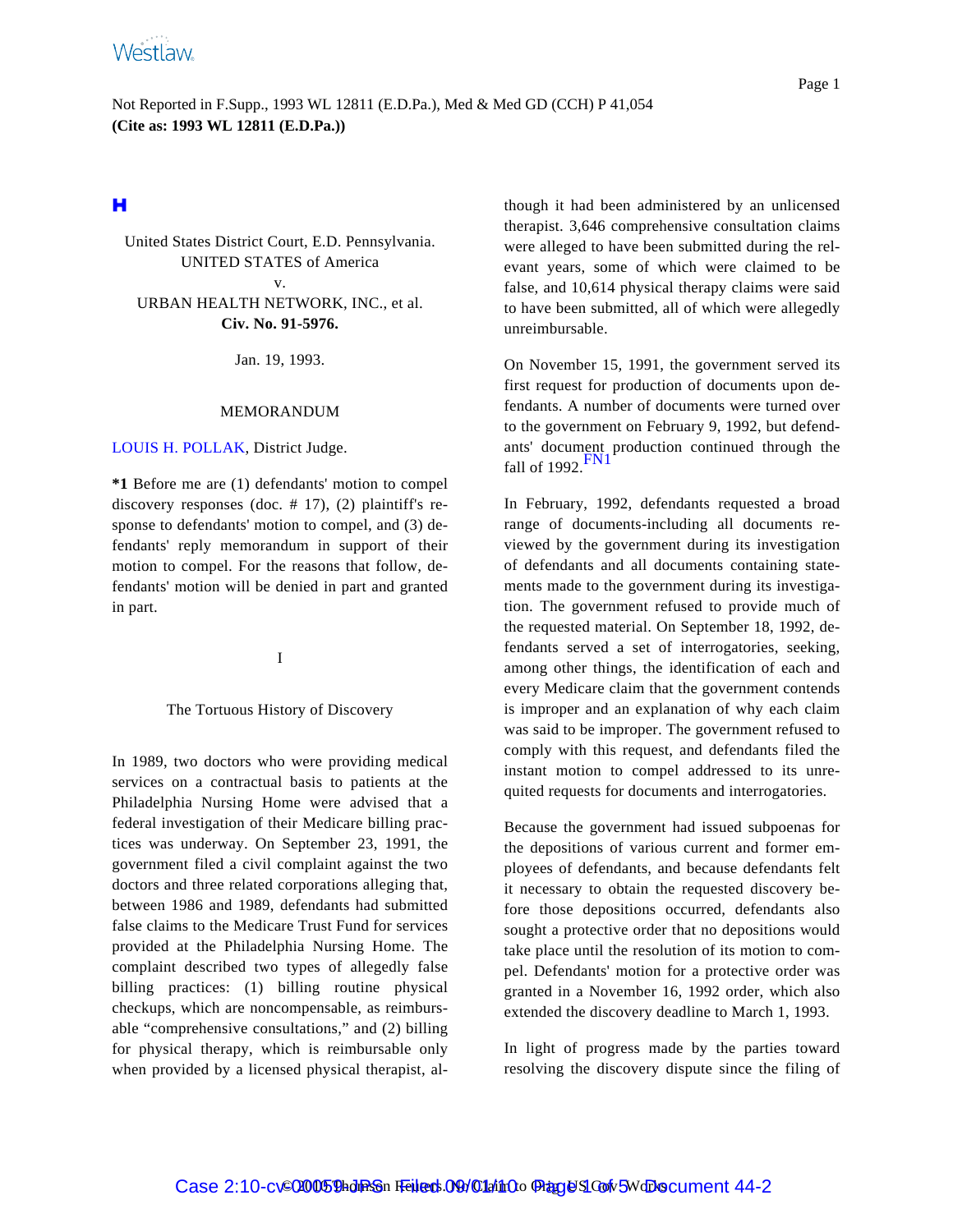Not Reported in F.Supp., 1993 WL 12811 (E.D.Pa.), Med & Med GD (CCH) P 41,054
**(Cite as: 1993 WL 12811 (E.D.Pa.))**

United States District Court, E.D. Pennsylvania.
UNITED STATES of America
v.
URBAN HEALTH NETWORK, INC., et al.
**Civ. No. 91-5976.**

Jan. 19, 1993.

MEMORANDUM

LOUIS H. POLLAK, District Judge.

**\*1** Before me are (1) defendants' motion to compel discovery responses (doc. # 17), (2) plaintiff's response to defendants' motion to compel, and (3) defendants' reply memorandum in support of their motion to compel. For the reasons that follow, defendants' motion will be denied in part and granted in part.

I

The Tortuous History of Discovery

In 1989, two doctors who were providing medical services on a contractual basis to patients at the Philadelphia Nursing Home were advised that a federal investigation of their Medicare billing practices was underway. On September 23, 1991, the government filed a civil complaint against the two doctors and three related corporations alleging that, between 1986 and 1989, defendants had submitted false claims to the Medicare Trust Fund for services provided at the Philadelphia Nursing Home. The complaint described two types of allegedly false billing practices: (1) billing routine physical checkups, which are noncompensable, as reimbursable "comprehensive consultations," and (2) billing for physical therapy, which is reimbursable only when provided by a licensed physical therapist, although it had been administered by an unlicensed therapist. 3,646 comprehensive consultation claims were alleged to have been submitted during the relevant years, some of which were claimed to be false, and 10,614 physical therapy claims were said to have been submitted, all of which were allegedly unreimbursable.

On November 15, 1991, the government served its first request for production of documents upon defendants. A number of documents were turned over to the government on February 9, 1992, but defendants' document production continued through the fall of 1992.[FN1]

In February, 1992, defendants requested a broad range of documents-including all documents reviewed by the government during its investigation of defendants and all documents containing statements made to the government during its investigation. The government refused to provide much of the requested material. On September 18, 1992, defendants served a set of interrogatories, seeking, among other things, the identification of each and every Medicare claim that the government contends is improper and an explanation of why each claim was said to be improper. The government refused to comply with this request, and defendants filed the instant motion to compel addressed to its unrequited requests for documents and interrogatories.

Because the government had issued subpoenas for the depositions of various current and former employees of defendants, and because defendants felt it necessary to obtain the requested discovery before those depositions occurred, defendants also sought a protective order that no depositions would take place until the resolution of its motion to compel. Defendants' motion for a protective order was granted in a November 16, 1992 order, which also extended the discovery deadline to March 1, 1993.

In light of progress made by the parties toward resolving the discovery dispute since the filing of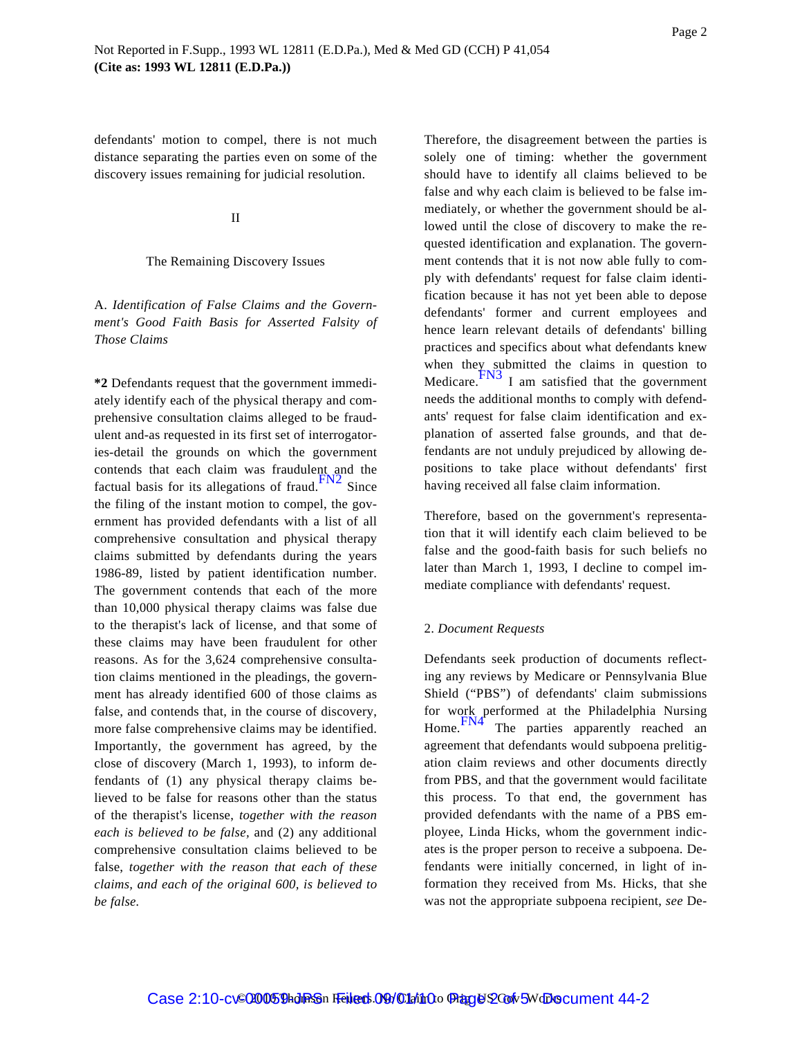defendants' motion to compel, there is not much distance separating the parties even on some of the discovery issues remaining for judicial resolution.

## II

### The Remaining Discovery Issues

A. *Identification of False Claims and the Government's Good Faith Basis for Asserted Falsity of Those Claims*

**\*2** Defendants request that the government immediately identify each of the physical therapy and comprehensive consultation claims alleged to be fraudulent and-as requested in its first set of interrogatories-detail the grounds on which the government contends that each claim was fraudulent and the factual basis for its allegations of fraud.[FN2] Since the filing of the instant motion to compel, the government has provided defendants with a list of all comprehensive consultation and physical therapy claims submitted by defendants during the years 1986-89, listed by patient identification number. The government contends that each of the more than 10,000 physical therapy claims was false due to the therapist's lack of license, and that some of these claims may have been fraudulent for other reasons. As for the 3,624 comprehensive consultation claims mentioned in the pleadings, the government has already identified 600 of those claims as false, and contends that, in the course of discovery, more false comprehensive claims may be identified. Importantly, the government has agreed, by the close of discovery (March 1, 1993), to inform defendants of (1) any physical therapy claims believed to be false for reasons other than the status of the therapist's license, *together with the reason each is believed to be false,* and (2) any additional comprehensive consultation claims believed to be false, *together with the reason that each of these claims, and each of the original 600, is believed to be false.*

Therefore, the disagreement between the parties is solely one of timing: whether the government should have to identify all claims believed to be false and why each claim is believed to be false immediately, or whether the government should be allowed until the close of discovery to make the requested identification and explanation. The government contends that it is not now able fully to comply with defendants' request for false claim identification because it has not yet been able to depose defendants' former and current employees and hence learn relevant details of defendants' billing practices and specifics about what defendants knew when they submitted the claims in question to Medicare.[FN3] I am satisfied that the government needs the additional months to comply with defendants' request for false claim identification and explanation of asserted false grounds, and that defendants are not unduly prejudiced by allowing depositions to take place without defendants' first having received all false claim information.

Therefore, based on the government's representation that it will identify each claim believed to be false and the good-faith basis for such beliefs no later than March 1, 1993, I decline to compel immediate compliance with defendants' request.

2. *Document Requests*

Defendants seek production of documents reflecting any reviews by Medicare or Pennsylvania Blue Shield ("PBS") of defendants' claim submissions for work performed at the Philadelphia Nursing Home.[FN4] The parties apparently reached an agreement that defendants would subpoena prelitigation claim reviews and other documents directly from PBS, and that the government would facilitate this process. To that end, the government has provided defendants with the name of a PBS employee, Linda Hicks, whom the government indicates is the proper person to receive a subpoena. Defendants were initially concerned, in light of information they received from Ms. Hicks, that she was not the appropriate subpoena recipient, *see* De-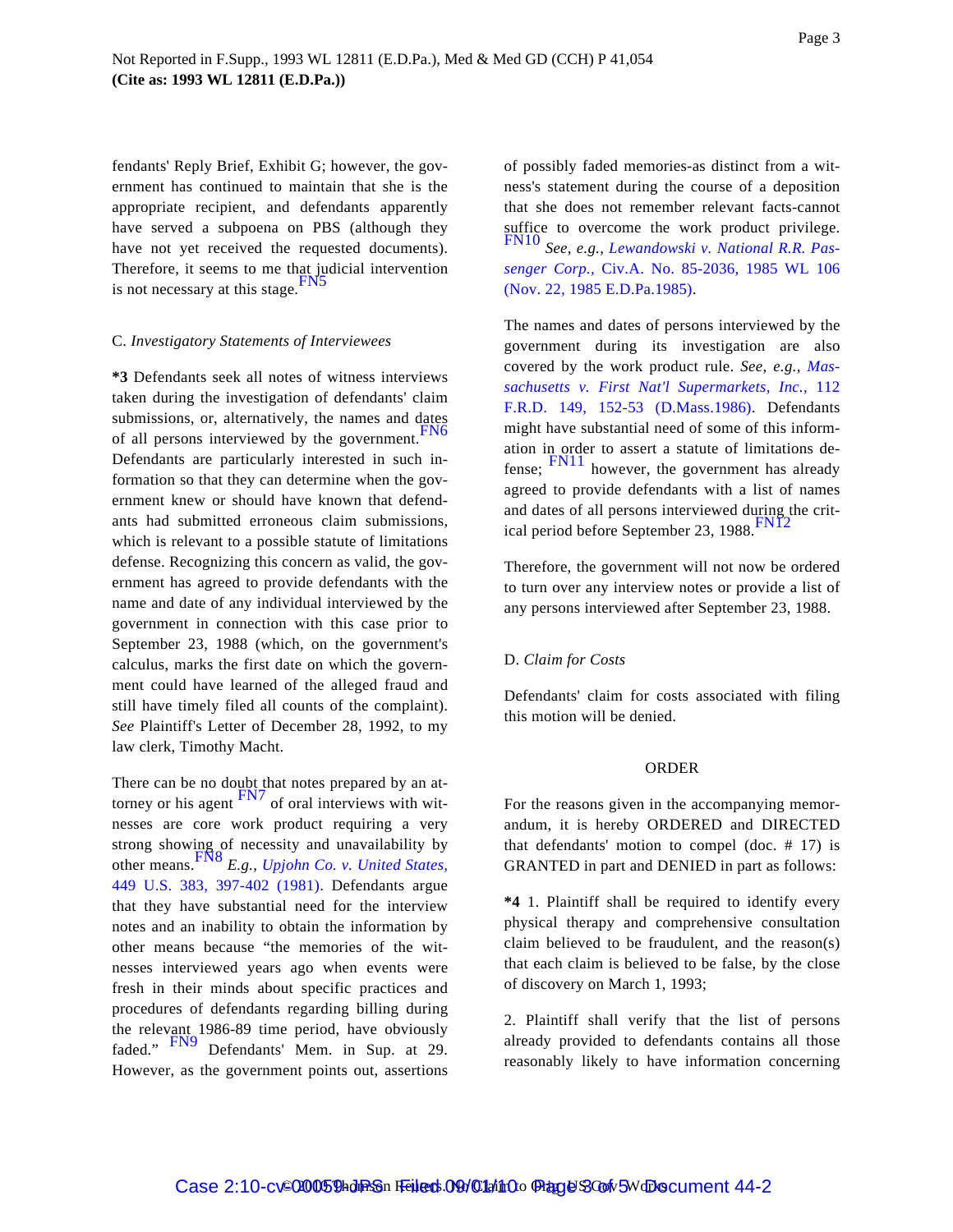fendants' Reply Brief, Exhibit G; however, the government has continued to maintain that she is the appropriate recipient, and defendants apparently have served a subpoena on PBS (although they have not yet received the requested documents). Therefore, it seems to me that judicial intervention is not necessary at this stage.[FN5]

C. *Investigatory Statements of Interviewees*

**\*3** Defendants seek all notes of witness interviews taken during the investigation of defendants' claim submissions, or, alternatively, the names and dates of all persons interviewed by the government.[FN6] Defendants are particularly interested in such information so that they can determine when the government knew or should have known that defendants had submitted erroneous claim submissions, which is relevant to a possible statute of limitations defense. Recognizing this concern as valid, the government has agreed to provide defendants with the name and date of any individual interviewed by the government in connection with this case prior to September 23, 1988 (which, on the government's calculus, marks the first date on which the government could have learned of the alleged fraud and still have timely filed all counts of the complaint). *See* Plaintiff's Letter of December 28, 1992, to my law clerk, Timothy Macht.

There can be no doubt that notes prepared by an attorney or his agent [FN7] of oral interviews with witnesses are core work product requiring a very strong showing of necessity and unavailability by other means.[FN8] *E.g., Upjohn Co. v. United States,* 449 U.S. 383, 397-402 (1981). Defendants argue that they have substantial need for the interview notes and an inability to obtain the information by other means because "the memories of the witnesses interviewed years ago when events were fresh in their minds about specific practices and procedures of defendants regarding billing during the relevant 1986-89 time period, have obviously faded." [FN9] Defendants' Mem. in Sup. at 29. However, as the government points out, assertions of possibly faded memories-as distinct from a witness's statement during the course of a deposition that she does not remember relevant facts-cannot suffice to overcome the work product privilege.[FN10] *See, e.g., Lewandowski v. National R.R. Passenger Corp.,* Civ.A. No. 85-2036, 1985 WL 106 (Nov. 22, 1985 E.D.Pa.1985).

The names and dates of persons interviewed by the government during its investigation are also covered by the work product rule. *See, e.g., Massachusetts v. First Nat'l Supermarkets, Inc.,* 112 F.R.D. 149, 152-53 (D.Mass.1986). Defendants might have substantial need of some of this information in order to assert a statute of limitations defense; [FN11] however, the government has already agreed to provide defendants with a list of names and dates of all persons interviewed during the critical period before September 23, 1988.[FN12]

Therefore, the government will not now be ordered to turn over any interview notes or provide a list of any persons interviewed after September 23, 1988.

D. *Claim for Costs*

Defendants' claim for costs associated with filing this motion will be denied.

ORDER

For the reasons given in the accompanying memorandum, it is hereby ORDERED and DIRECTED that defendants' motion to compel (doc. # 17) is GRANTED in part and DENIED in part as follows:

**\*4** 1. Plaintiff shall be required to identify every physical therapy and comprehensive consultation claim believed to be fraudulent, and the reason(s) that each claim is believed to be false, by the close of discovery on March 1, 1993;

2. Plaintiff shall verify that the list of persons already provided to defendants contains all those reasonably likely to have information concerning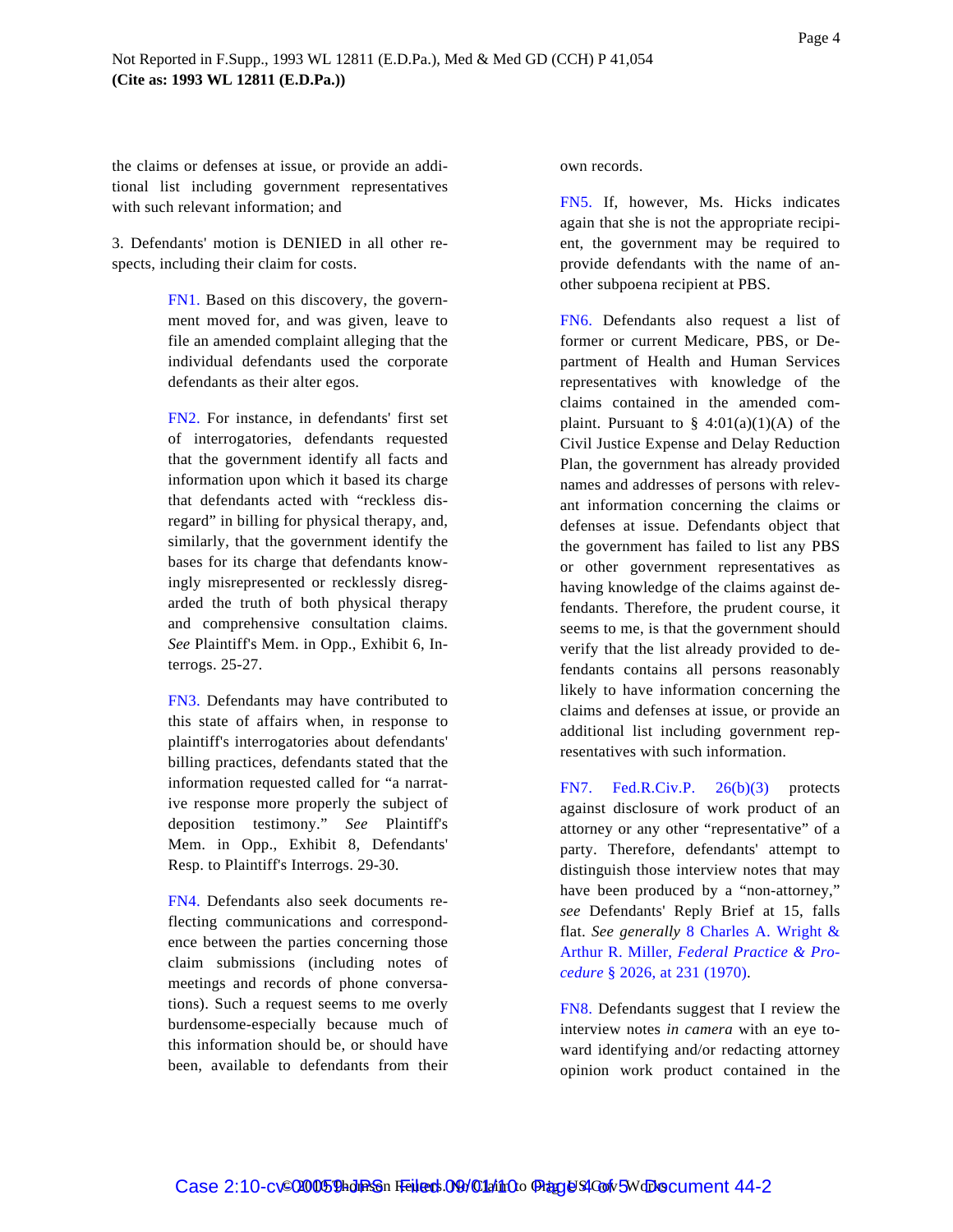the claims or defenses at issue, or provide an additional list including government representatives with such relevant information; and

3. Defendants' motion is DENIED in all other respects, including their claim for costs.

FN1. Based on this discovery, the government moved for, and was given, leave to file an amended complaint alleging that the individual defendants used the corporate defendants as their alter egos.

FN2. For instance, in defendants' first set of interrogatories, defendants requested that the government identify all facts and information upon which it based its charge that defendants acted with "reckless disregard" in billing for physical therapy, and, similarly, that the government identify the bases for its charge that defendants knowingly misrepresented or recklessly disregarded the truth of both physical therapy and comprehensive consultation claims. *See* Plaintiff's Mem. in Opp., Exhibit 6, Interrogs. 25-27.

FN3. Defendants may have contributed to this state of affairs when, in response to plaintiff's interrogatories about defendants' billing practices, defendants stated that the information requested called for "a narrative response more properly the subject of deposition testimony." *See* Plaintiff's Mem. in Opp., Exhibit 8, Defendants' Resp. to Plaintiff's Interrogs. 29-30.

FN4. Defendants also seek documents reflecting communications and correspondence between the parties concerning those claim submissions (including notes of meetings and records of phone conversations). Such a request seems to me overly burdensome-especially because much of this information should be, or should have been, available to defendants from their own records.

FN5. If, however, Ms. Hicks indicates again that she is not the appropriate recipient, the government may be required to provide defendants with the name of another subpoena recipient at PBS.

FN6. Defendants also request a list of former or current Medicare, PBS, or Department of Health and Human Services representatives with knowledge of the claims contained in the amended complaint. Pursuant to § 4:01(a)(1)(A) of the Civil Justice Expense and Delay Reduction Plan, the government has already provided names and addresses of persons with relevant information concerning the claims or defenses at issue. Defendants object that the government has failed to list any PBS or other government representatives as having knowledge of the claims against defendants. Therefore, the prudent course, it seems to me, is that the government should verify that the list already provided to defendants contains all persons reasonably likely to have information concerning the claims and defenses at issue, or provide an additional list including government representatives with such information.

FN7. Fed.R.Civ.P. 26(b)(3) protects against disclosure of work product of an attorney or any other "representative" of a party. Therefore, defendants' attempt to distinguish those interview notes that may have been produced by a "non-attorney," *see* Defendants' Reply Brief at 15, falls flat. *See generally* 8 Charles A. Wright & Arthur R. Miller, *Federal Practice & Procedure* § 2026, at 231 (1970).

FN8. Defendants suggest that I review the interview notes *in camera* with an eye toward identifying and/or redacting attorney opinion work product contained in the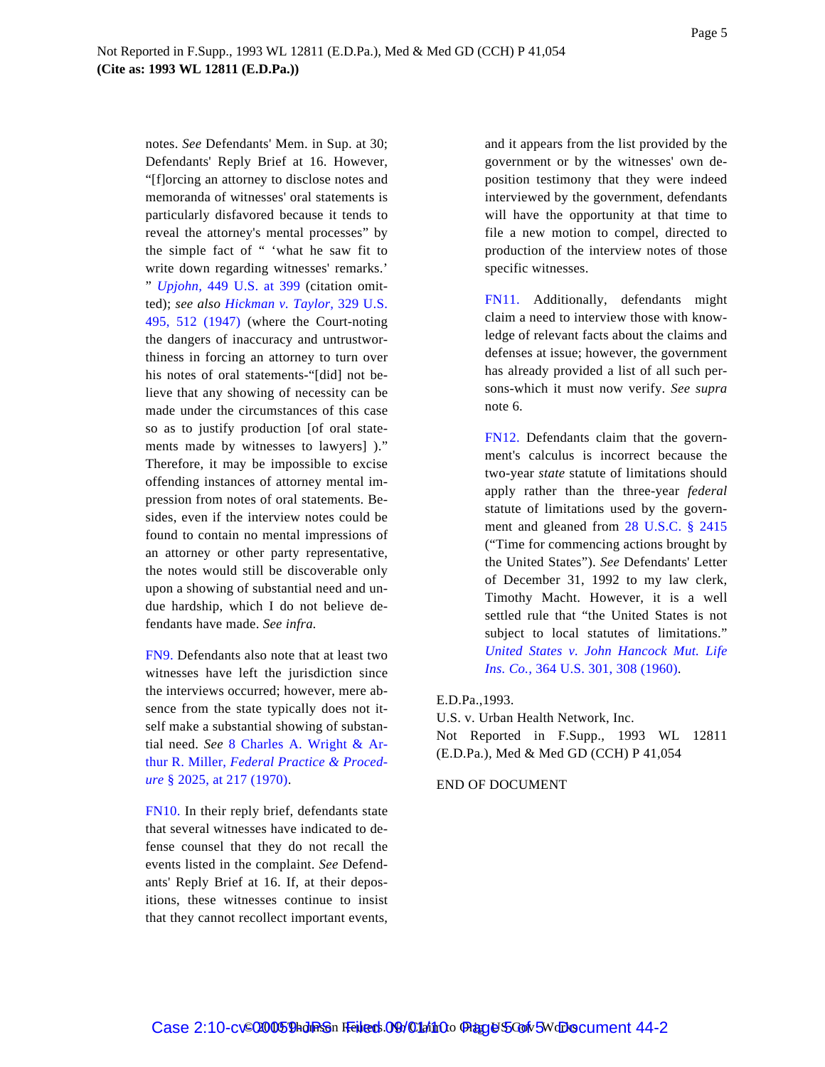notes. *See* Defendants' Mem. in Sup. at 30; Defendants' Reply Brief at 16. However, "[f]orcing an attorney to disclose notes and memoranda of witnesses' oral statements is particularly disfavored because it tends to reveal the attorney's mental processes" by the simple fact of " 'what he saw fit to write down regarding witnesses' remarks.' " *Upjohn,* 449 U.S. at 399 (citation omitted); *see also Hickman v. Taylor,* 329 U.S. 495, 512 (1947) (where the Court-noting the dangers of inaccuracy and untrustworthiness in forcing an attorney to turn over his notes of oral statements-"[did] not believe that any showing of necessity can be made under the circumstances of this case so as to justify production [of oral statements made by witnesses to lawyers] )." Therefore, it may be impossible to excise offending instances of attorney mental impression from notes of oral statements. Besides, even if the interview notes could be found to contain no mental impressions of an attorney or other party representative, the notes would still be discoverable only upon a showing of substantial need and undue hardship, which I do not believe defendants have made. *See infra.*

FN9. Defendants also note that at least two witnesses have left the jurisdiction since the interviews occurred; however, mere absence from the state typically does not itself make a substantial showing of substantial need. *See* 8 Charles A. Wright & Arthur R. Miller, *Federal Practice & Procedure* § 2025, at 217 (1970).

FN10. In their reply brief, defendants state that several witnesses have indicated to defense counsel that they do not recall the events listed in the complaint. *See* Defendants' Reply Brief at 16. If, at their depositions, these witnesses continue to insist that they cannot recollect important events, and it appears from the list provided by the government or by the witnesses' own deposition testimony that they were indeed interviewed by the government, defendants will have the opportunity at that time to file a new motion to compel, directed to production of the interview notes of those specific witnesses.

FN11. Additionally, defendants might claim a need to interview those with knowledge of relevant facts about the claims and defenses at issue; however, the government has already provided a list of all such persons-which it must now verify. *See supra* note 6.

FN12. Defendants claim that the government's calculus is incorrect because the two-year *state* statute of limitations should apply rather than the three-year *federal* statute of limitations used by the government and gleaned from 28 U.S.C. § 2415 ("Time for commencing actions brought by the United States"). *See* Defendants' Letter of December 31, 1992 to my law clerk, Timothy Macht. However, it is a well settled rule that "the United States is not subject to local statutes of limitations." *United States v. John Hancock Mut. Life Ins. Co.,* 364 U.S. 301, 308 (1960).

E.D.Pa.,1993.
U.S. v. Urban Health Network, Inc.
Not Reported in F.Supp., 1993 WL 12811 (E.D.Pa.), Med & Med GD (CCH) P 41,054

END OF DOCUMENT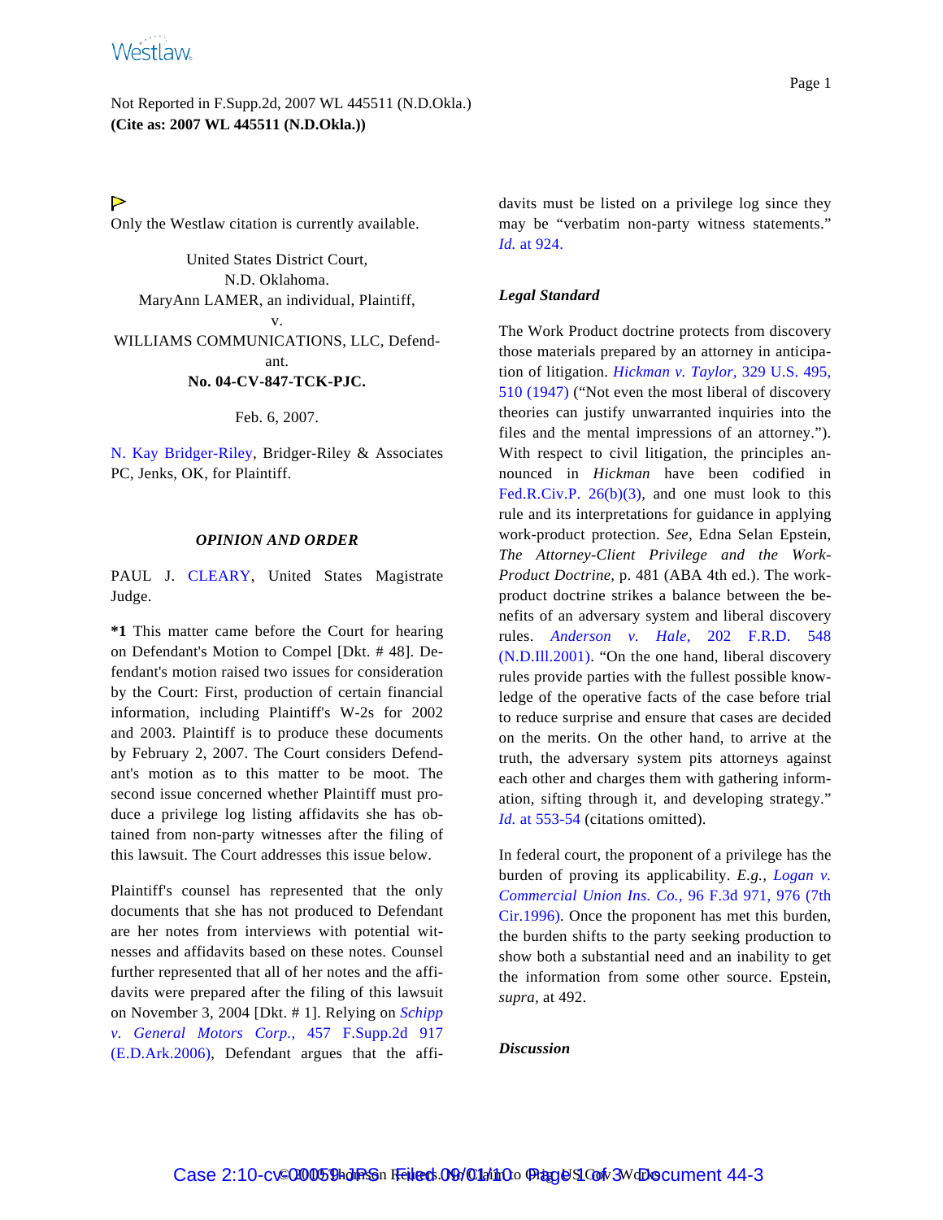Not Reported in F.Supp.2d, 2007 WL 445511 (N.D.Okla.)
**(Cite as: 2007 WL 445511 (N.D.Okla.))**

Only the Westlaw citation is currently available.

United States District Court,
N.D. Oklahoma.
MaryAnn LAMER, an individual, Plaintiff,
v.
WILLIAMS COMMUNICATIONS, LLC, Defendant.
**No. 04-CV-847-TCK-PJC.**

Feb. 6, 2007.

N. Kay Bridger-Riley, Bridger-Riley & Associates PC, Jenks, OK, for Plaintiff.

***OPINION AND ORDER***

PAUL J. CLEARY, United States Magistrate Judge.

**\*1** This matter came before the Court for hearing on Defendant's Motion to Compel [Dkt. # 48]. Defendant's motion raised two issues for consideration by the Court: First, production of certain financial information, including Plaintiff's W-2s for 2002 and 2003. Plaintiff is to produce these documents by February 2, 2007. The Court considers Defendant's motion as to this matter to be moot. The second issue concerned whether Plaintiff must produce a privilege log listing affidavits she has obtained from non-party witnesses after the filing of this lawsuit. The Court addresses this issue below.

Plaintiff's counsel has represented that the only documents that she has not produced to Defendant are her notes from interviews with potential witnesses and affidavits based on these notes. Counsel further represented that all of her notes and the affidavits were prepared after the filing of this lawsuit on November 3, 2004 [Dkt. # 1]. Relying on *Schipp v. General Motors Corp.,* 457 F.Supp.2d 917 (E.D.Ark.2006), Defendant argues that the affidavits must be listed on a privilege log since they may be "verbatim non-party witness statements." *Id.* at 924.

***Legal Standard***

The Work Product doctrine protects from discovery those materials prepared by an attorney in anticipation of litigation. *Hickman v. Taylor,* 329 U.S. 495, 510 (1947) ("Not even the most liberal of discovery theories can justify unwarranted inquiries into the files and the mental impressions of an attorney."). With respect to civil litigation, the principles announced in *Hickman* have been codified in Fed.R.Civ.P. 26(b)(3), and one must look to this rule and its interpretations for guidance in applying work-product protection. *See,* Edna Selan Epstein, *The Attorney-Client Privilege and the Work-Product Doctrine,* p. 481 (ABA 4th ed.). The work-product doctrine strikes a balance between the benefits of an adversary system and liberal discovery rules. *Anderson v. Hale,* 202 F.R.D. 548 (N.D.Ill.2001). "On the one hand, liberal discovery rules provide parties with the fullest possible knowledge of the operative facts of the case before trial to reduce surprise and ensure that cases are decided on the merits. On the other hand, to arrive at the truth, the adversary system pits attorneys against each other and charges them with gathering information, sifting through it, and developing strategy." *Id.* at 553-54 (citations omitted).

In federal court, the proponent of a privilege has the burden of proving its applicability. *E.g., Logan v. Commercial Union Ins. Co.,* 96 F.3d 971, 976 (7th Cir.1996). Once the proponent has met this burden, the burden shifts to the party seeking production to show both a substantial need and an inability to get the information from some other source. Epstein, *supra,* at 492.

***Discussion***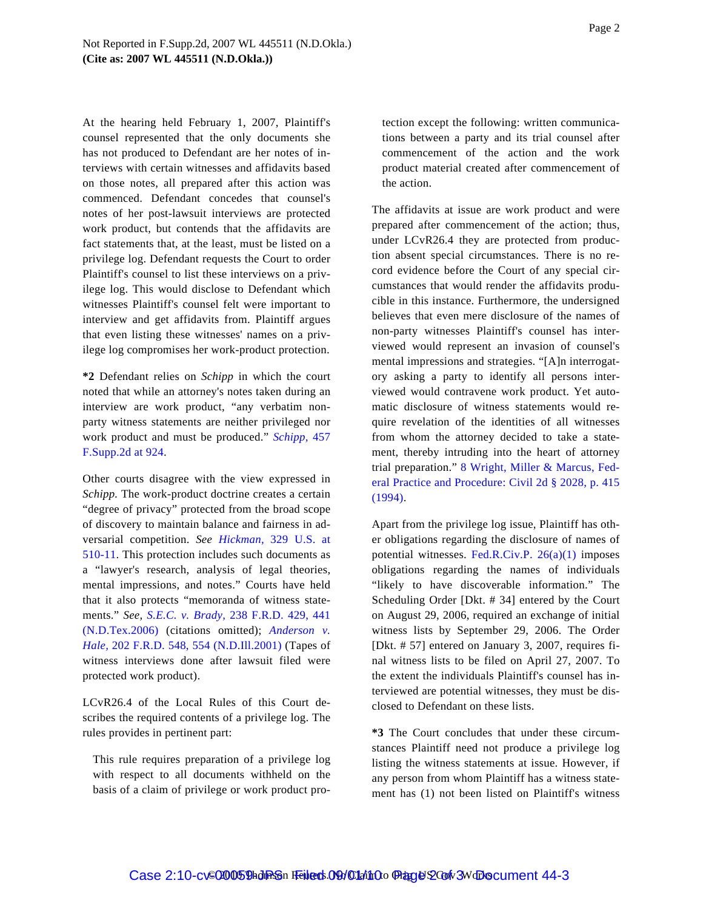At the hearing held February 1, 2007, Plaintiff's counsel represented that the only documents she has not produced to Defendant are her notes of interviews with certain witnesses and affidavits based on those notes, all prepared after this action was commenced. Defendant concedes that counsel's notes of her post-lawsuit interviews are protected work product, but contends that the affidavits are fact statements that, at the least, must be listed on a privilege log. Defendant requests the Court to order Plaintiff's counsel to list these interviews on a privilege log. This would disclose to Defendant which witnesses Plaintiff's counsel felt were important to interview and get affidavits from. Plaintiff argues that even listing these witnesses' names on a privilege log compromises her work-product protection.

**\*2** Defendant relies on *Schipp* in which the court noted that while an attorney's notes taken during an interview are work product, "any verbatim non-party witness statements are neither privileged nor work product and must be produced." *Schipp,* 457 F.Supp.2d at 924.

Other courts disagree with the view expressed in *Schipp.* The work-product doctrine creates a certain "degree of privacy" protected from the broad scope of discovery to maintain balance and fairness in adversarial competition. *See Hickman,* 329 U.S. at 510-11. This protection includes such documents as a "lawyer's research, analysis of legal theories, mental impressions, and notes." Courts have held that it also protects "memoranda of witness statements." *See, S.E.C. v. Brady,* 238 F.R.D. 429, 441 (N.D.Tex.2006) (citations omitted); *Anderson v. Hale,* 202 F.R.D. 548, 554 (N.D.Ill.2001) (Tapes of witness interviews done after lawsuit filed were protected work product).

LCvR26.4 of the Local Rules of this Court describes the required contents of a privilege log. The rules provides in pertinent part:

> This rule requires preparation of a privilege log with respect to all documents withheld on the basis of a claim of privilege or work product protection except the following: written communications between a party and its trial counsel after commencement of the action and the work product material created after commencement of the action.

The affidavits at issue are work product and were prepared after commencement of the action; thus, under LCvR26.4 they are protected from production absent special circumstances. There is no record evidence before the Court of any special circumstances that would render the affidavits producible in this instance. Furthermore, the undersigned believes that even mere disclosure of the names of non-party witnesses Plaintiff's counsel has interviewed would represent an invasion of counsel's mental impressions and strategies. "[A]n interrogatory asking a party to identify all persons interviewed would contravene work product. Yet automatic disclosure of witness statements would require revelation of the identities of all witnesses from whom the attorney decided to take a statement, thereby intruding into the heart of attorney trial preparation." 8 Wright, Miller & Marcus, Federal Practice and Procedure: Civil 2d § 2028, p. 415 (1994).

Apart from the privilege log issue, Plaintiff has other obligations regarding the disclosure of names of potential witnesses. Fed.R.Civ.P. 26(a)(1) imposes obligations regarding the names of individuals "likely to have discoverable information." The Scheduling Order [Dkt. # 34] entered by the Court on August 29, 2006, required an exchange of initial witness lists by September 29, 2006. The Order [Dkt. # 57] entered on January 3, 2007, requires final witness lists to be filed on April 27, 2007. To the extent the individuals Plaintiff's counsel has interviewed are potential witnesses, they must be disclosed to Defendant on these lists.

**\*3** The Court concludes that under these circumstances Plaintiff need not produce a privilege log listing the witness statements at issue. However, if any person from whom Plaintiff has a witness statement has (1) not been listed on Plaintiff's witness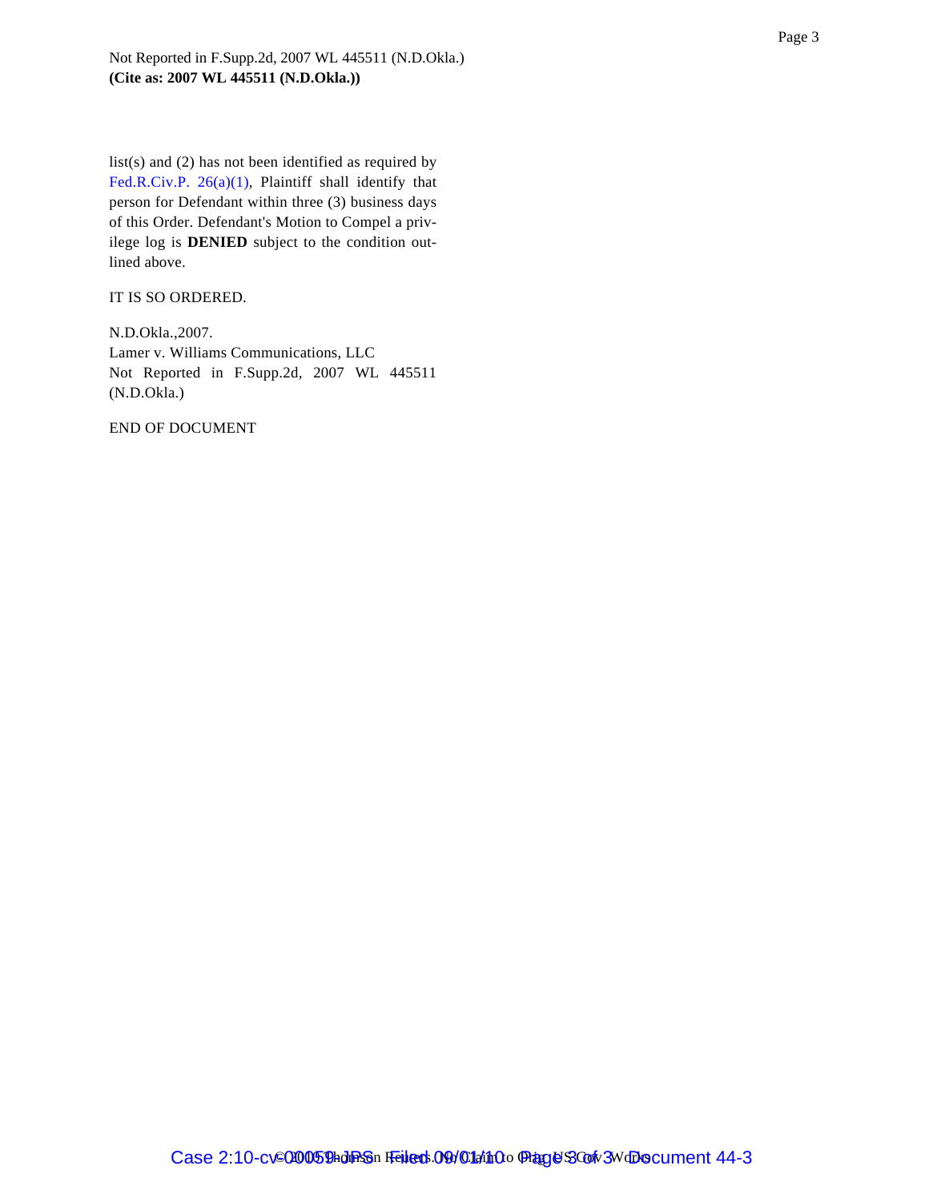list(s) and (2) has not been identified as required by Fed.R.Civ.P. 26(a)(1), Plaintiff shall identify that person for Defendant within three (3) business days of this Order. Defendant's Motion to Compel a privilege log is **DENIED** subject to the condition outlined above.

IT IS SO ORDERED.

N.D.Okla.,2007.
Lamer v. Williams Communications, LLC
Not Reported in F.Supp.2d, 2007 WL 445511 (N.D.Okla.)

END OF DOCUMENT